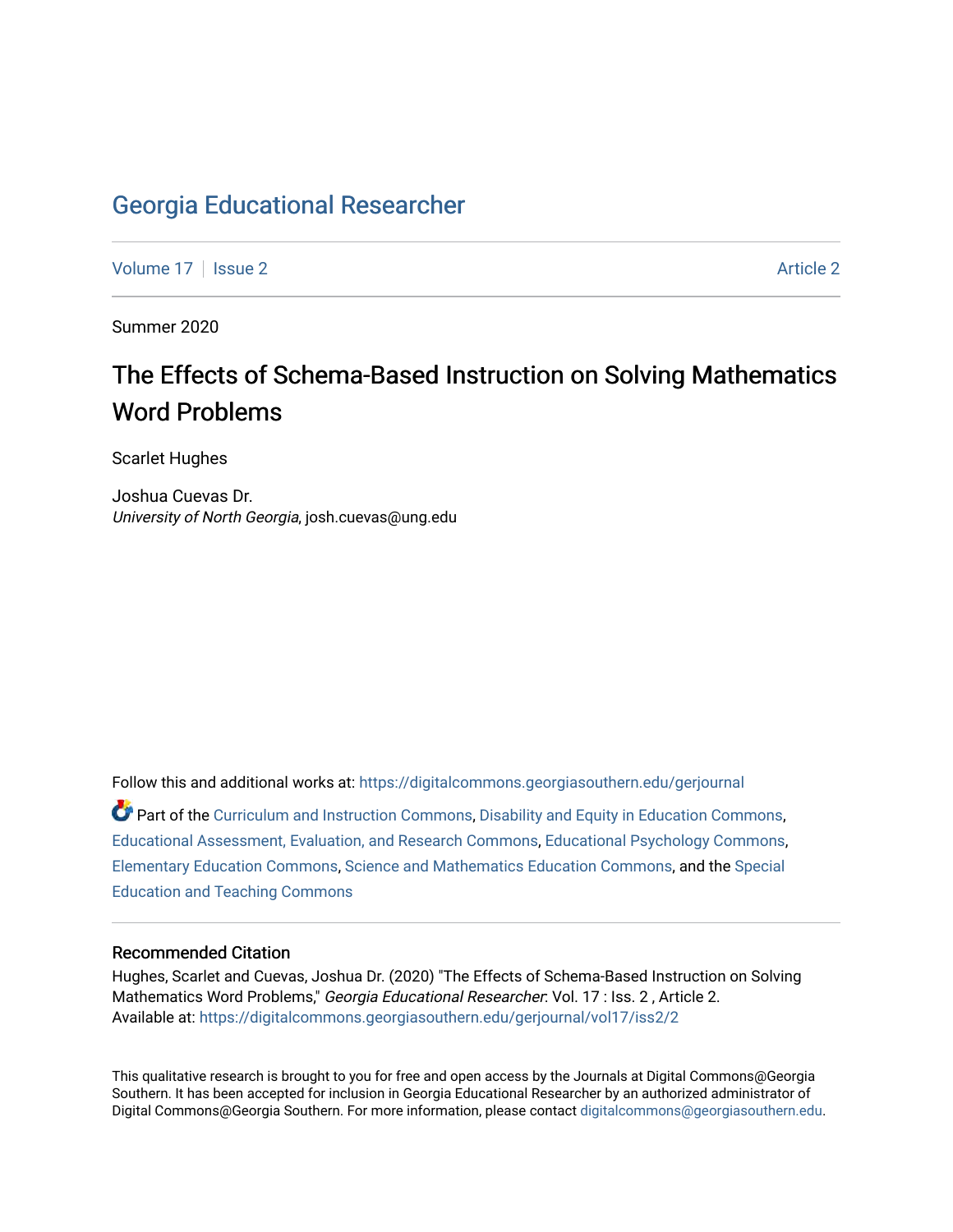# Georgia Educational Researcher

Volume 17 | Issue 2 Article 2

Summer 2020

## The Effects of Schema-Based Instruction on Solving Mathematics Word Problems

Scarlet Hughes

Joshua Cuevas Dr.
*University of North Georgia*, josh.cuevas@ung.edu

Follow this and additional works at: https://digitalcommons.georgiasouthern.edu/gerjournal

Part of the Curriculum and Instruction Commons, Disability and Equity in Education Commons, Educational Assessment, Evaluation, and Research Commons, Educational Psychology Commons, Elementary Education Commons, Science and Mathematics Education Commons, and the Special Education and Teaching Commons

### Recommended Citation

Hughes, Scarlet and Cuevas, Joshua Dr. (2020) "The Effects of Schema-Based Instruction on Solving Mathematics Word Problems," *Georgia Educational Researcher*: Vol. 17 : Iss. 2 , Article 2.
Available at: https://digitalcommons.georgiasouthern.edu/gerjournal/vol17/iss2/2

This qualitative research is brought to you for free and open access by the Journals at Digital Commons@Georgia Southern. It has been accepted for inclusion in Georgia Educational Researcher by an authorized administrator of Digital Commons@Georgia Southern. For more information, please contact digitalcommons@georgiasouthern.edu.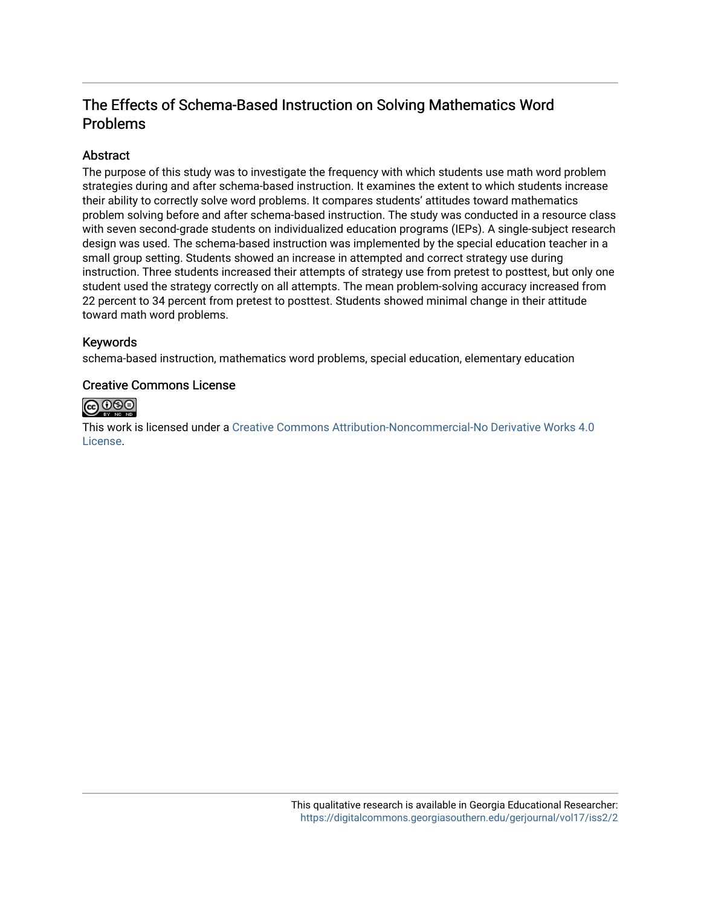# The Effects of Schema-Based Instruction on Solving Mathematics Word Problems

## Abstract

The purpose of this study was to investigate the frequency with which students use math word problem strategies during and after schema-based instruction. It examines the extent to which students increase their ability to correctly solve word problems. It compares students' attitudes toward mathematics problem solving before and after schema-based instruction. The study was conducted in a resource class with seven second-grade students on individualized education programs (IEPs). A single-subject research design was used. The schema-based instruction was implemented by the special education teacher in a small group setting. Students showed an increase in attempted and correct strategy use during instruction. Three students increased their attempts of strategy use from pretest to posttest, but only one student used the strategy correctly on all attempts. The mean problem-solving accuracy increased from 22 percent to 34 percent from pretest to posttest. Students showed minimal change in their attitude toward math word problems.

## Keywords

schema-based instruction, mathematics word problems, special education, elementary education

## Creative Commons License

This work is licensed under a Creative Commons Attribution-Noncommercial-No Derivative Works 4.0 License.

This qualitative research is available in Georgia Educational Researcher: https://digitalcommons.georgiasouthern.edu/gerjournal/vol17/iss2/2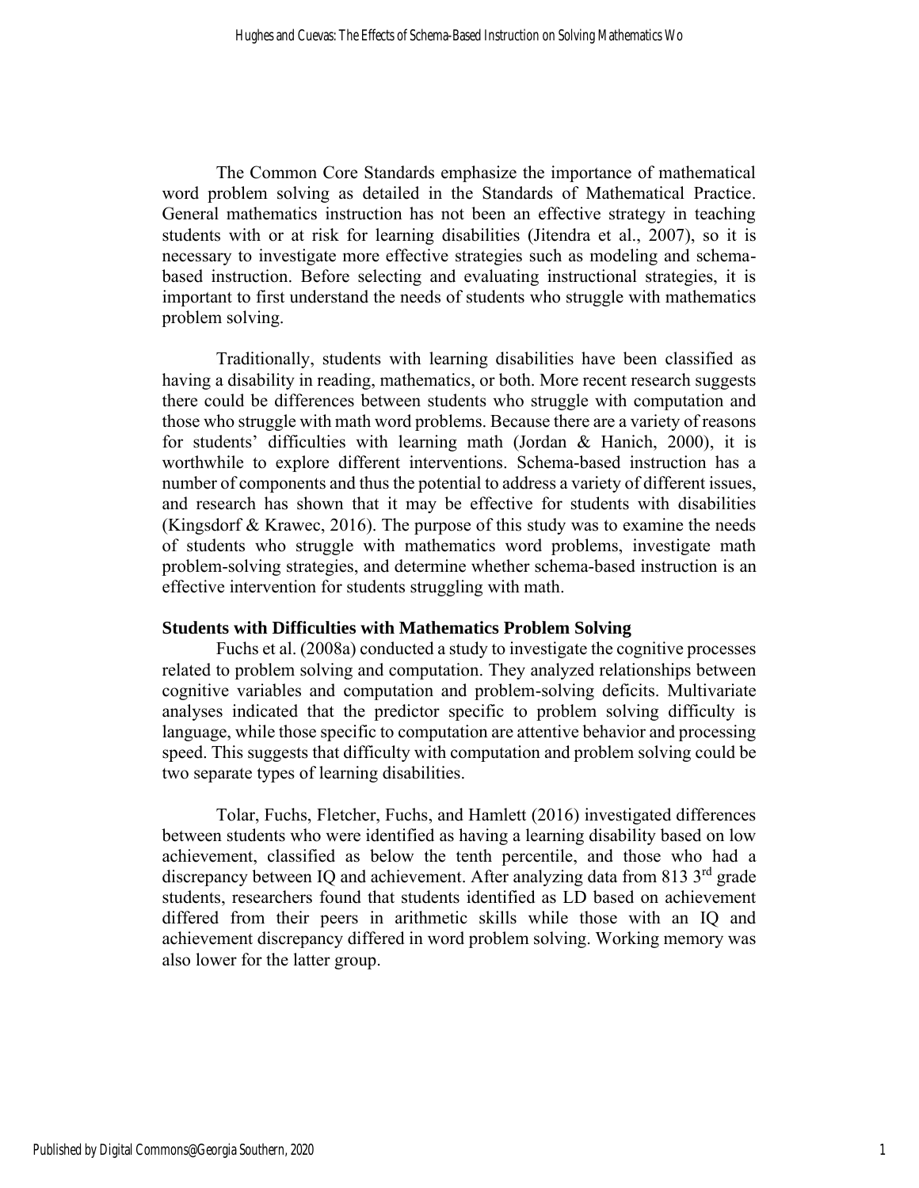The Common Core Standards emphasize the importance of mathematical word problem solving as detailed in the Standards of Mathematical Practice. General mathematics instruction has not been an effective strategy in teaching students with or at risk for learning disabilities (Jitendra et al., 2007), so it is necessary to investigate more effective strategies such as modeling and schema-based instruction. Before selecting and evaluating instructional strategies, it is important to first understand the needs of students who struggle with mathematics problem solving.

Traditionally, students with learning disabilities have been classified as having a disability in reading, mathematics, or both. More recent research suggests there could be differences between students who struggle with computation and those who struggle with math word problems. Because there are a variety of reasons for students' difficulties with learning math (Jordan & Hanich, 2000), it is worthwhile to explore different interventions. Schema-based instruction has a number of components and thus the potential to address a variety of different issues, and research has shown that it may be effective for students with disabilities (Kingsdorf & Krawec, 2016). The purpose of this study was to examine the needs of students who struggle with mathematics word problems, investigate math problem-solving strategies, and determine whether schema-based instruction is an effective intervention for students struggling with math.

## Students with Difficulties with Mathematics Problem Solving

Fuchs et al. (2008a) conducted a study to investigate the cognitive processes related to problem solving and computation. They analyzed relationships between cognitive variables and computation and problem-solving deficits. Multivariate analyses indicated that the predictor specific to problem solving difficulty is language, while those specific to computation are attentive behavior and processing speed. This suggests that difficulty with computation and problem solving could be two separate types of learning disabilities.

Tolar, Fuchs, Fletcher, Fuchs, and Hamlett (2016) investigated differences between students who were identified as having a learning disability based on low achievement, classified as below the tenth percentile, and those who had a discrepancy between IQ and achievement. After analyzing data from 813 3rd grade students, researchers found that students identified as LD based on achievement differed from their peers in arithmetic skills while those with an IQ and achievement discrepancy differed in word problem solving. Working memory was also lower for the latter group.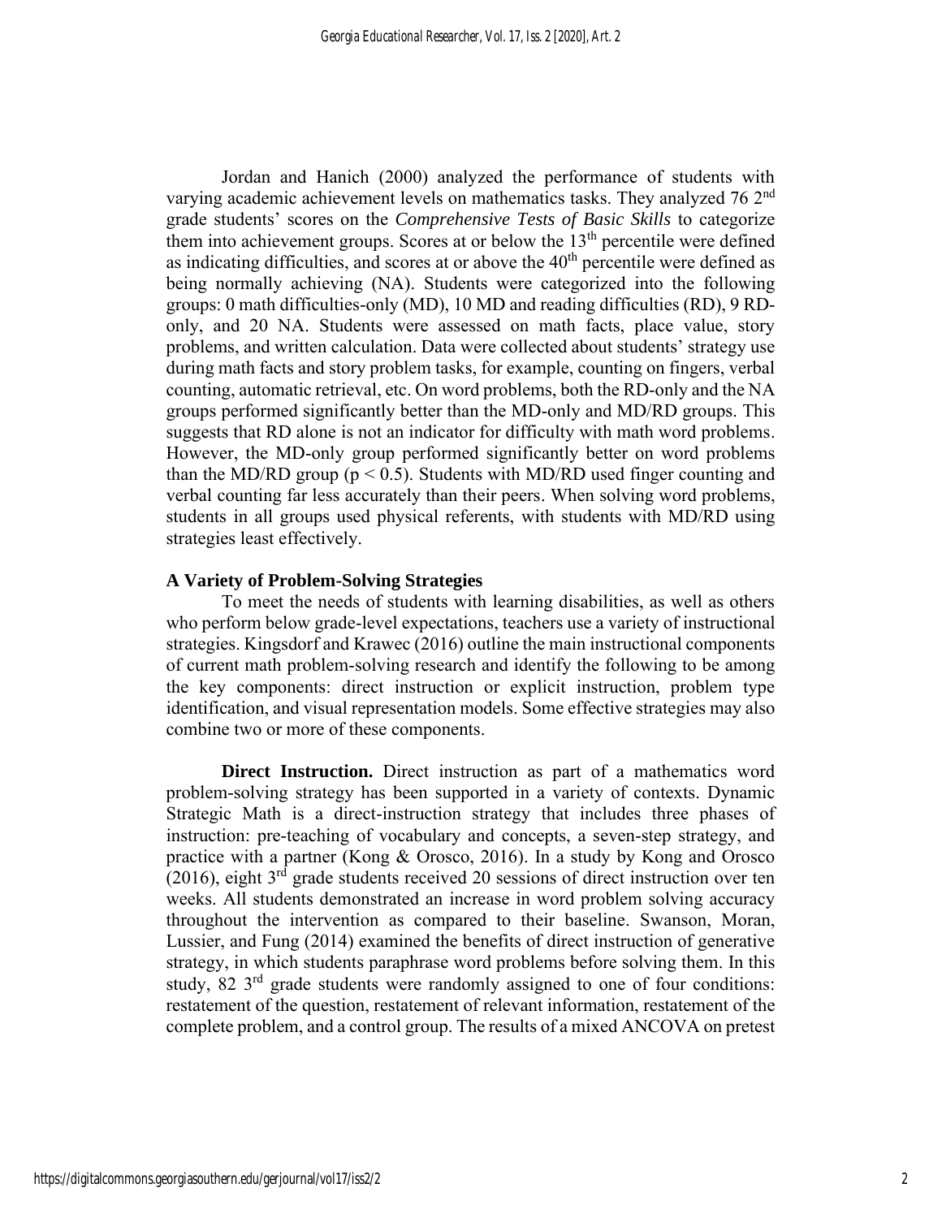Jordan and Hanich (2000) analyzed the performance of students with varying academic achievement levels on mathematics tasks. They analyzed 76 2nd grade students' scores on the *Comprehensive Tests of Basic Skills* to categorize them into achievement groups. Scores at or below the 13th percentile were defined as indicating difficulties, and scores at or above the 40th percentile were defined as being normally achieving (NA). Students were categorized into the following groups: 0 math difficulties-only (MD), 10 MD and reading difficulties (RD), 9 RD-only, and 20 NA. Students were assessed on math facts, place value, story problems, and written calculation. Data were collected about students' strategy use during math facts and story problem tasks, for example, counting on fingers, verbal counting, automatic retrieval, etc. On word problems, both the RD-only and the NA groups performed significantly better than the MD-only and MD/RD groups. This suggests that RD alone is not an indicator for difficulty with math word problems. However, the MD-only group performed significantly better on word problems than the MD/RD group ($p < 0.5$). Students with MD/RD used finger counting and verbal counting far less accurately than their peers. When solving word problems, students in all groups used physical referents, with students with MD/RD using strategies least effectively.

### A Variety of Problem-Solving Strategies

To meet the needs of students with learning disabilities, as well as others who perform below grade-level expectations, teachers use a variety of instructional strategies. Kingsdorf and Krawec (2016) outline the main instructional components of current math problem-solving research and identify the following to be among the key components: direct instruction or explicit instruction, problem type identification, and visual representation models. Some effective strategies may also combine two or more of these components.

**Direct Instruction.** Direct instruction as part of a mathematics word problem-solving strategy has been supported in a variety of contexts. Dynamic Strategic Math is a direct-instruction strategy that includes three phases of instruction: pre-teaching of vocabulary and concepts, a seven-step strategy, and practice with a partner (Kong & Orosco, 2016). In a study by Kong and Orosco (2016), eight 3rd grade students received 20 sessions of direct instruction over ten weeks. All students demonstrated an increase in word problem solving accuracy throughout the intervention as compared to their baseline. Swanson, Moran, Lussier, and Fung (2014) examined the benefits of direct instruction of generative strategy, in which students paraphrase word problems before solving them. In this study, 82 3rd grade students were randomly assigned to one of four conditions: restatement of the question, restatement of relevant information, restatement of the complete problem, and a control group. The results of a mixed ANCOVA on pretest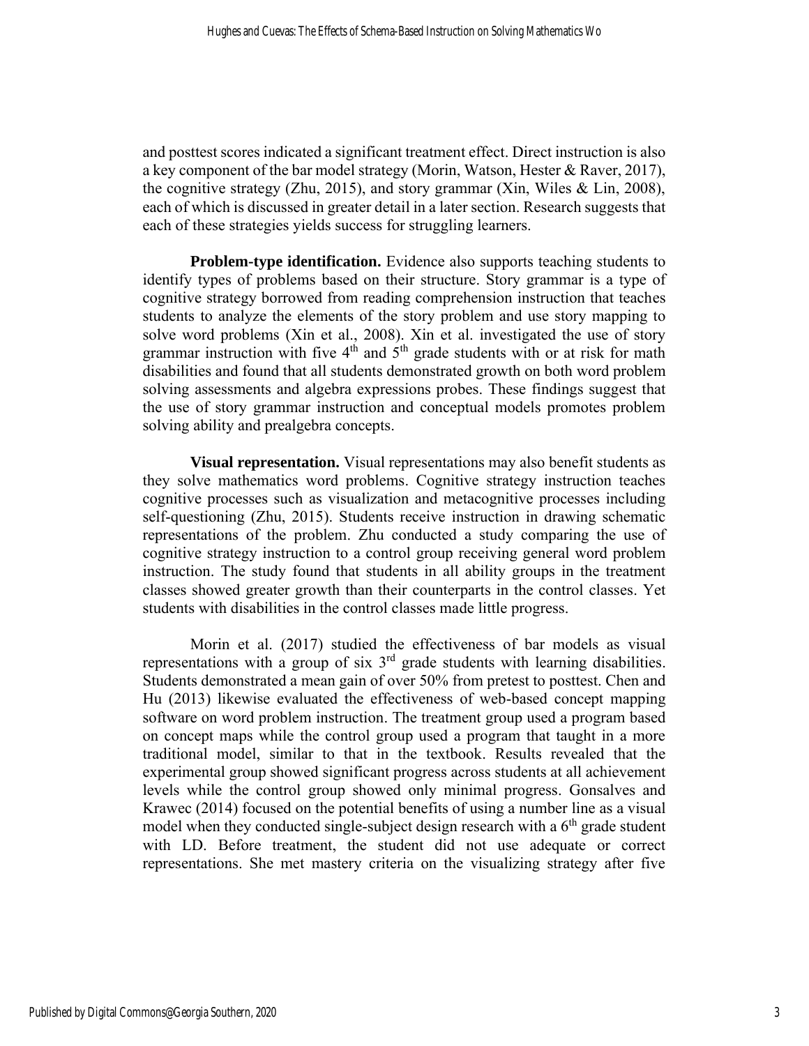and posttest scores indicated a significant treatment effect. Direct instruction is also a key component of the bar model strategy (Morin, Watson, Hester & Raver, 2017), the cognitive strategy (Zhu, 2015), and story grammar (Xin, Wiles & Lin, 2008), each of which is discussed in greater detail in a later section. Research suggests that each of these strategies yields success for struggling learners.

**Problem-type identification.** Evidence also supports teaching students to identify types of problems based on their structure. Story grammar is a type of cognitive strategy borrowed from reading comprehension instruction that teaches students to analyze the elements of the story problem and use story mapping to solve word problems (Xin et al., 2008). Xin et al. investigated the use of story grammar instruction with five 4th and 5th grade students with or at risk for math disabilities and found that all students demonstrated growth on both word problem solving assessments and algebra expressions probes. These findings suggest that the use of story grammar instruction and conceptual models promotes problem solving ability and prealgebra concepts.

**Visual representation.** Visual representations may also benefit students as they solve mathematics word problems. Cognitive strategy instruction teaches cognitive processes such as visualization and metacognitive processes including self-questioning (Zhu, 2015). Students receive instruction in drawing schematic representations of the problem. Zhu conducted a study comparing the use of cognitive strategy instruction to a control group receiving general word problem instruction. The study found that students in all ability groups in the treatment classes showed greater growth than their counterparts in the control classes. Yet students with disabilities in the control classes made little progress.

Morin et al. (2017) studied the effectiveness of bar models as visual representations with a group of six 3rd grade students with learning disabilities. Students demonstrated a mean gain of over 50% from pretest to posttest. Chen and Hu (2013) likewise evaluated the effectiveness of web-based concept mapping software on word problem instruction. The treatment group used a program based on concept maps while the control group used a program that taught in a more traditional model, similar to that in the textbook. Results revealed that the experimental group showed significant progress across students at all achievement levels while the control group showed only minimal progress. Gonsalves and Krawec (2014) focused on the potential benefits of using a number line as a visual model when they conducted single-subject design research with a 6th grade student with LD. Before treatment, the student did not use adequate or correct representations. She met mastery criteria on the visualizing strategy after five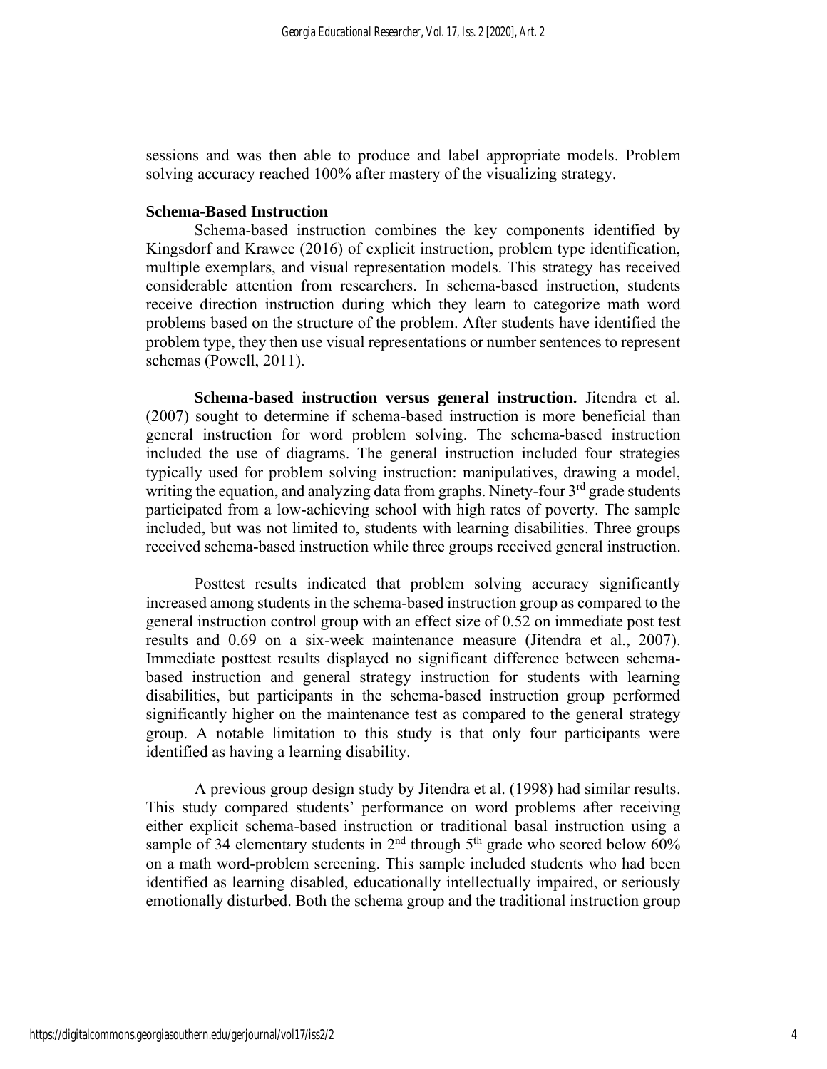sessions and was then able to produce and label appropriate models. Problem solving accuracy reached 100% after mastery of the visualizing strategy.

### Schema-Based Instruction

Schema-based instruction combines the key components identified by Kingsdorf and Krawec (2016) of explicit instruction, problem type identification, multiple exemplars, and visual representation models. This strategy has received considerable attention from researchers. In schema-based instruction, students receive direction instruction during which they learn to categorize math word problems based on the structure of the problem. After students have identified the problem type, they then use visual representations or number sentences to represent schemas (Powell, 2011).

**Schema-based instruction versus general instruction.** Jitendra et al. (2007) sought to determine if schema-based instruction is more beneficial than general instruction for word problem solving. The schema-based instruction included the use of diagrams. The general instruction included four strategies typically used for problem solving instruction: manipulatives, drawing a model, writing the equation, and analyzing data from graphs. Ninety-four 3rd grade students participated from a low-achieving school with high rates of poverty. The sample included, but was not limited to, students with learning disabilities. Three groups received schema-based instruction while three groups received general instruction.

Posttest results indicated that problem solving accuracy significantly increased among students in the schema-based instruction group as compared to the general instruction control group with an effect size of 0.52 on immediate post test results and 0.69 on a six-week maintenance measure (Jitendra et al., 2007). Immediate posttest results displayed no significant difference between schema-based instruction and general strategy instruction for students with learning disabilities, but participants in the schema-based instruction group performed significantly higher on the maintenance test as compared to the general strategy group. A notable limitation to this study is that only four participants were identified as having a learning disability.

A previous group design study by Jitendra et al. (1998) had similar results. This study compared students' performance on word problems after receiving either explicit schema-based instruction or traditional basal instruction using a sample of 34 elementary students in 2nd through 5th grade who scored below 60% on a math word-problem screening. This sample included students who had been identified as learning disabled, educationally intellectually impaired, or seriously emotionally disturbed. Both the schema group and the traditional instruction group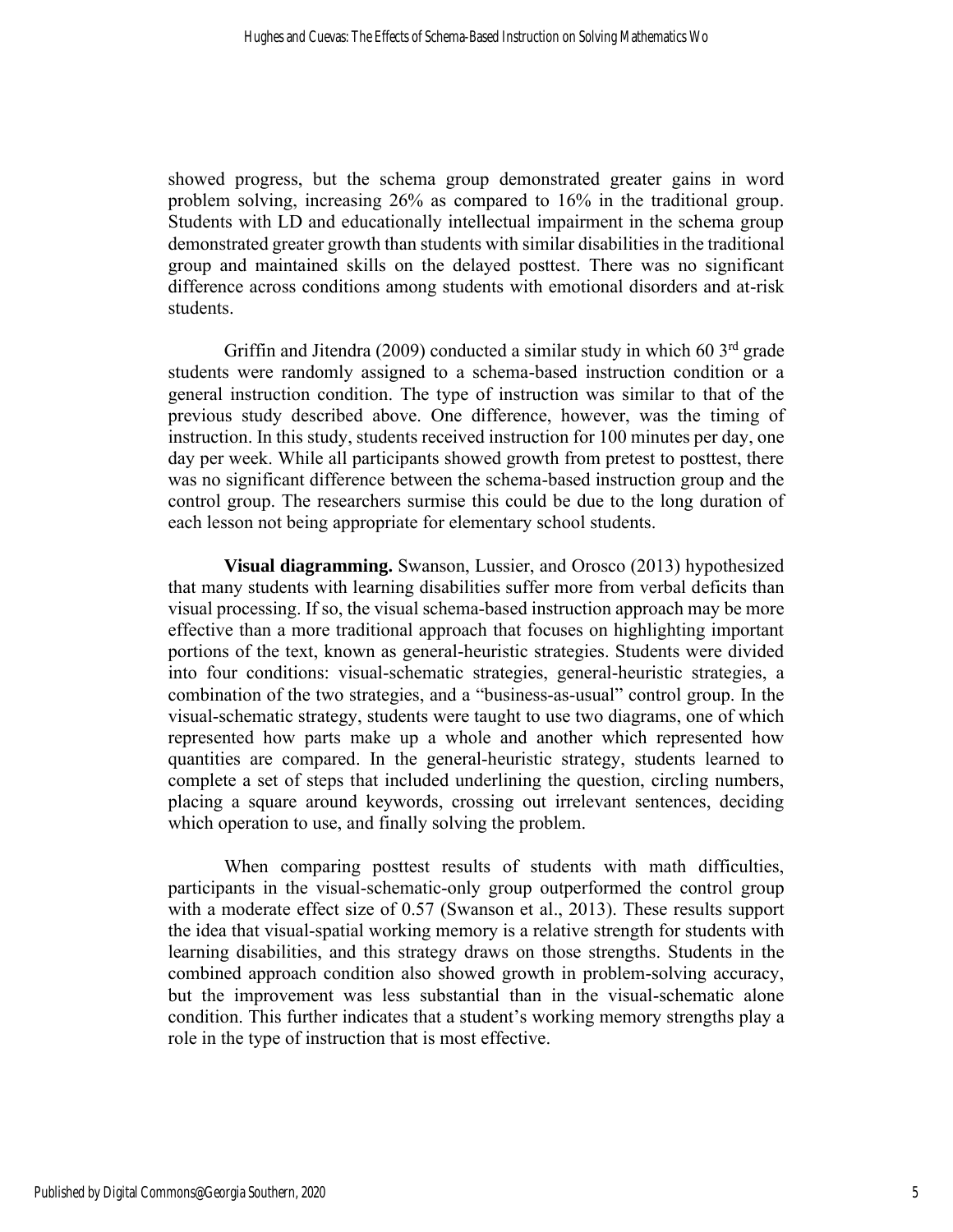showed progress, but the schema group demonstrated greater gains in word problem solving, increasing 26% as compared to 16% in the traditional group. Students with LD and educationally intellectual impairment in the schema group demonstrated greater growth than students with similar disabilities in the traditional group and maintained skills on the delayed posttest. There was no significant difference across conditions among students with emotional disorders and at-risk students.

Griffin and Jitendra (2009) conducted a similar study in which 60 3rd grade students were randomly assigned to a schema-based instruction condition or a general instruction condition. The type of instruction was similar to that of the previous study described above. One difference, however, was the timing of instruction. In this study, students received instruction for 100 minutes per day, one day per week. While all participants showed growth from pretest to posttest, there was no significant difference between the schema-based instruction group and the control group. The researchers surmise this could be due to the long duration of each lesson not being appropriate for elementary school students.

**Visual diagramming.** Swanson, Lussier, and Orosco (2013) hypothesized that many students with learning disabilities suffer more from verbal deficits than visual processing. If so, the visual schema-based instruction approach may be more effective than a more traditional approach that focuses on highlighting important portions of the text, known as general-heuristic strategies. Students were divided into four conditions: visual-schematic strategies, general-heuristic strategies, a combination of the two strategies, and a "business-as-usual" control group. In the visual-schematic strategy, students were taught to use two diagrams, one of which represented how parts make up a whole and another which represented how quantities are compared. In the general-heuristic strategy, students learned to complete a set of steps that included underlining the question, circling numbers, placing a square around keywords, crossing out irrelevant sentences, deciding which operation to use, and finally solving the problem.

When comparing posttest results of students with math difficulties, participants in the visual-schematic-only group outperformed the control group with a moderate effect size of 0.57 (Swanson et al., 2013). These results support the idea that visual-spatial working memory is a relative strength for students with learning disabilities, and this strategy draws on those strengths. Students in the combined approach condition also showed growth in problem-solving accuracy, but the improvement was less substantial than in the visual-schematic alone condition. This further indicates that a student's working memory strengths play a role in the type of instruction that is most effective.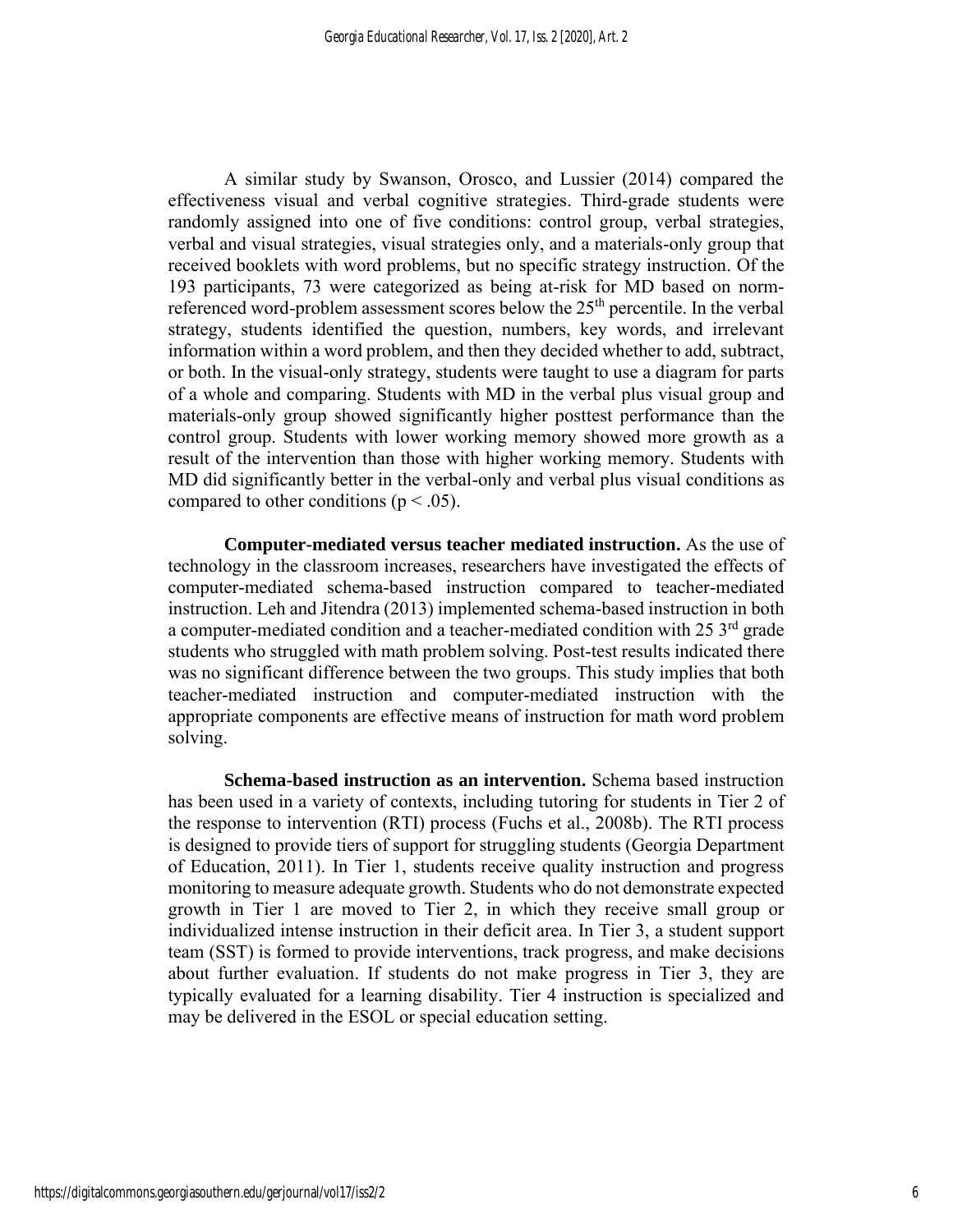A similar study by Swanson, Orosco, and Lussier (2014) compared the effectiveness visual and verbal cognitive strategies. Third-grade students were randomly assigned into one of five conditions: control group, verbal strategies, verbal and visual strategies, visual strategies only, and a materials-only group that received booklets with word problems, but no specific strategy instruction. Of the 193 participants, 73 were categorized as being at-risk for MD based on norm-referenced word-problem assessment scores below the 25th percentile. In the verbal strategy, students identified the question, numbers, key words, and irrelevant information within a word problem, and then they decided whether to add, subtract, or both. In the visual-only strategy, students were taught to use a diagram for parts of a whole and comparing. Students with MD in the verbal plus visual group and materials-only group showed significantly higher posttest performance than the control group. Students with lower working memory showed more growth as a result of the intervention than those with higher working memory. Students with MD did significantly better in the verbal-only and verbal plus visual conditions as compared to other conditions ($p < .05$).

**Computer-mediated versus teacher mediated instruction.** As the use of technology in the classroom increases, researchers have investigated the effects of computer-mediated schema-based instruction compared to teacher-mediated instruction. Leh and Jitendra (2013) implemented schema-based instruction in both a computer-mediated condition and a teacher-mediated condition with 25 3rd grade students who struggled with math problem solving. Post-test results indicated there was no significant difference between the two groups. This study implies that both teacher-mediated instruction and computer-mediated instruction with the appropriate components are effective means of instruction for math word problem solving.

**Schema-based instruction as an intervention.** Schema based instruction has been used in a variety of contexts, including tutoring for students in Tier 2 of the response to intervention (RTI) process (Fuchs et al., 2008b). The RTI process is designed to provide tiers of support for struggling students (Georgia Department of Education, 2011). In Tier 1, students receive quality instruction and progress monitoring to measure adequate growth. Students who do not demonstrate expected growth in Tier 1 are moved to Tier 2, in which they receive small group or individualized intense instruction in their deficit area. In Tier 3, a student support team (SST) is formed to provide interventions, track progress, and make decisions about further evaluation. If students do not make progress in Tier 3, they are typically evaluated for a learning disability. Tier 4 instruction is specialized and may be delivered in the ESOL or special education setting.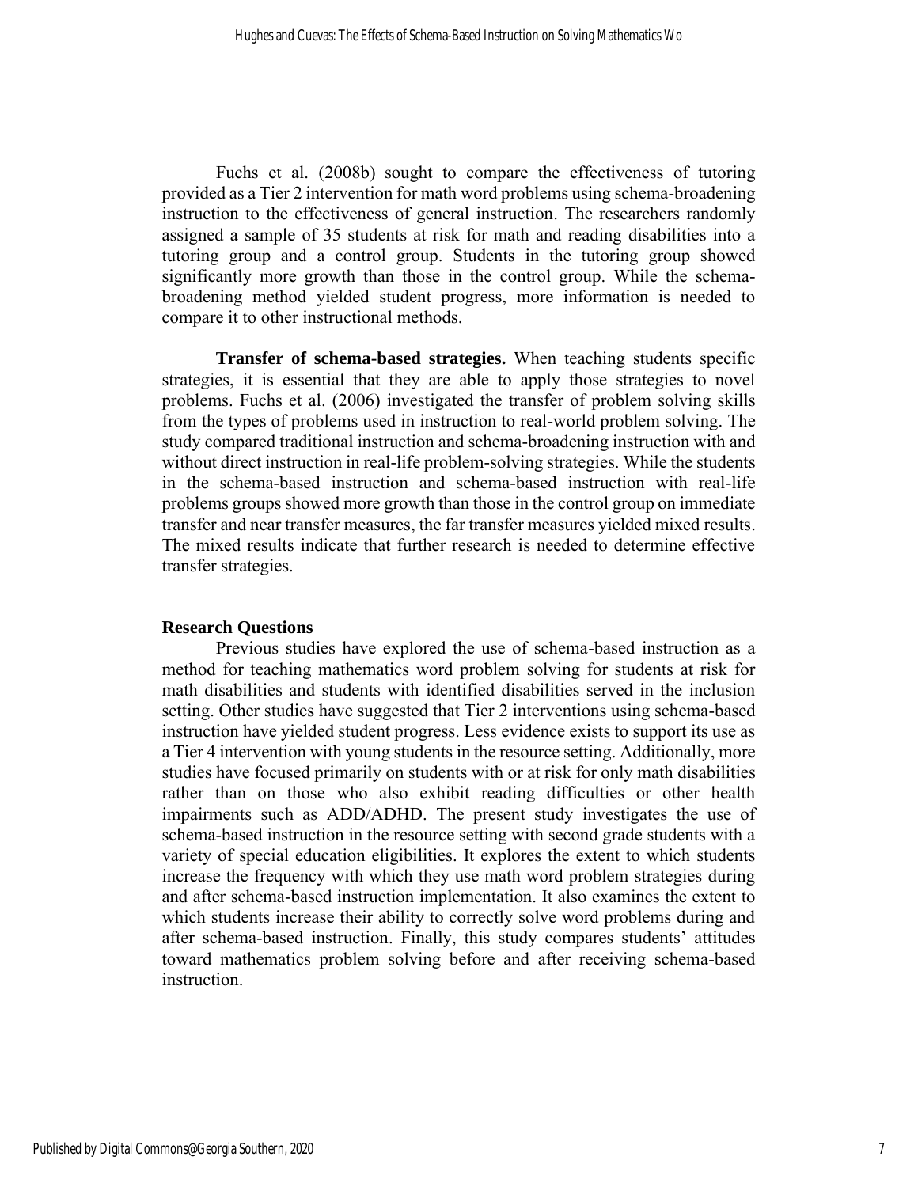Fuchs et al. (2008b) sought to compare the effectiveness of tutoring provided as a Tier 2 intervention for math word problems using schema-broadening instruction to the effectiveness of general instruction. The researchers randomly assigned a sample of 35 students at risk for math and reading disabilities into a tutoring group and a control group. Students in the tutoring group showed significantly more growth than those in the control group. While the schema-broadening method yielded student progress, more information is needed to compare it to other instructional methods.

**Transfer of schema-based strategies.** When teaching students specific strategies, it is essential that they are able to apply those strategies to novel problems. Fuchs et al. (2006) investigated the transfer of problem solving skills from the types of problems used in instruction to real-world problem solving. The study compared traditional instruction and schema-broadening instruction with and without direct instruction in real-life problem-solving strategies. While the students in the schema-based instruction and schema-based instruction with real-life problems groups showed more growth than those in the control group on immediate transfer and near transfer measures, the far transfer measures yielded mixed results. The mixed results indicate that further research is needed to determine effective transfer strategies.

### Research Questions

Previous studies have explored the use of schema-based instruction as a method for teaching mathematics word problem solving for students at risk for math disabilities and students with identified disabilities served in the inclusion setting. Other studies have suggested that Tier 2 interventions using schema-based instruction have yielded student progress. Less evidence exists to support its use as a Tier 4 intervention with young students in the resource setting. Additionally, more studies have focused primarily on students with or at risk for only math disabilities rather than on those who also exhibit reading difficulties or other health impairments such as ADD/ADHD. The present study investigates the use of schema-based instruction in the resource setting with second grade students with a variety of special education eligibilities. It explores the extent to which students increase the frequency with which they use math word problem strategies during and after schema-based instruction implementation. It also examines the extent to which students increase their ability to correctly solve word problems during and after schema-based instruction. Finally, this study compares students' attitudes toward mathematics problem solving before and after receiving schema-based instruction.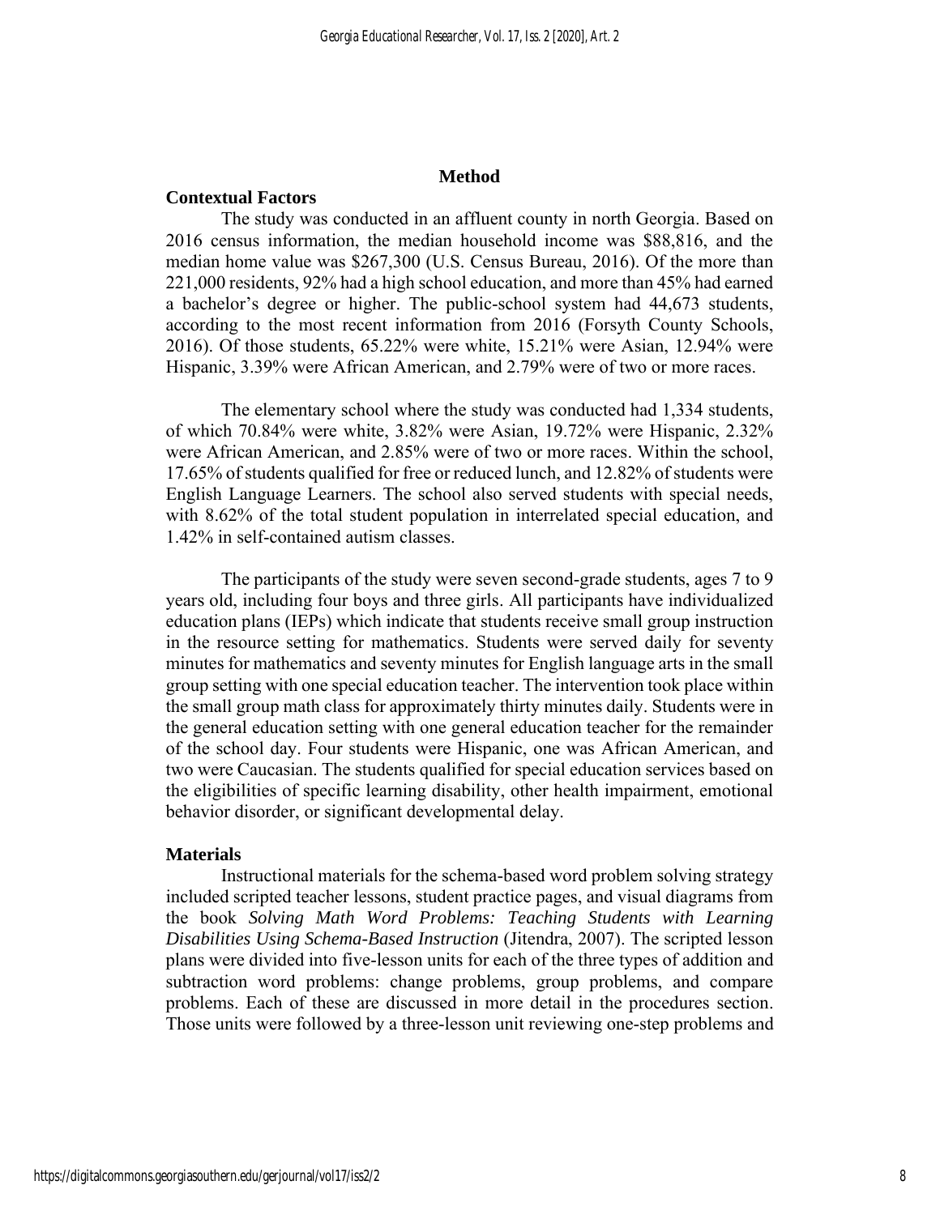## Method

### Contextual Factors

The study was conducted in an affluent county in north Georgia. Based on 2016 census information, the median household income was $88,816, and the median home value was $267,300 (U.S. Census Bureau, 2016). Of the more than 221,000 residents, 92% had a high school education, and more than 45% had earned a bachelor's degree or higher. The public-school system had 44,673 students, according to the most recent information from 2016 (Forsyth County Schools, 2016). Of those students, 65.22% were white, 15.21% were Asian, 12.94% were Hispanic, 3.39% were African American, and 2.79% were of two or more races.

The elementary school where the study was conducted had 1,334 students, of which 70.84% were white, 3.82% were Asian, 19.72% were Hispanic, 2.32% were African American, and 2.85% were of two or more races. Within the school, 17.65% of students qualified for free or reduced lunch, and 12.82% of students were English Language Learners. The school also served students with special needs, with 8.62% of the total student population in interrelated special education, and 1.42% in self-contained autism classes.

The participants of the study were seven second-grade students, ages 7 to 9 years old, including four boys and three girls. All participants have individualized education plans (IEPs) which indicate that students receive small group instruction in the resource setting for mathematics. Students were served daily for seventy minutes for mathematics and seventy minutes for English language arts in the small group setting with one special education teacher. The intervention took place within the small group math class for approximately thirty minutes daily. Students were in the general education setting with one general education teacher for the remainder of the school day. Four students were Hispanic, one was African American, and two were Caucasian. The students qualified for special education services based on the eligibilities of specific learning disability, other health impairment, emotional behavior disorder, or significant developmental delay.

### Materials

Instructional materials for the schema-based word problem solving strategy included scripted teacher lessons, student practice pages, and visual diagrams from the book *Solving Math Word Problems: Teaching Students with Learning Disabilities Using Schema-Based Instruction* (Jitendra, 2007). The scripted lesson plans were divided into five-lesson units for each of the three types of addition and subtraction word problems: change problems, group problems, and compare problems. Each of these are discussed in more detail in the procedures section. Those units were followed by a three-lesson unit reviewing one-step problems and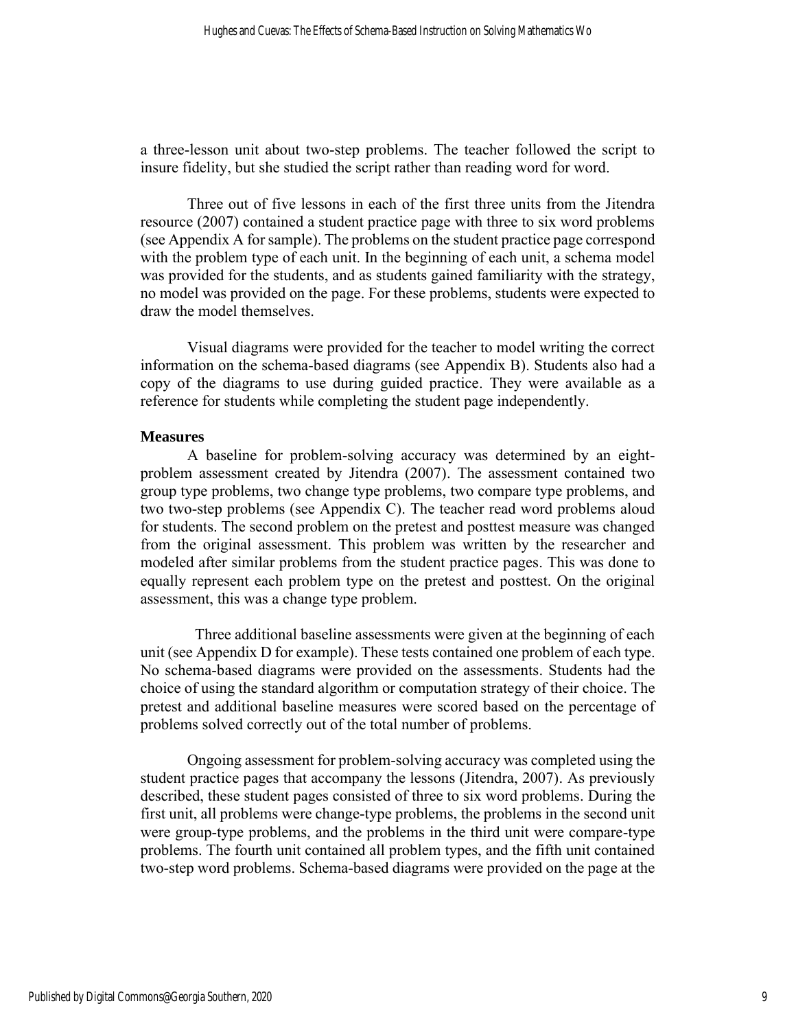a three-lesson unit about two-step problems. The teacher followed the script to insure fidelity, but she studied the script rather than reading word for word.

Three out of five lessons in each of the first three units from the Jitendra resource (2007) contained a student practice page with three to six word problems (see Appendix A for sample). The problems on the student practice page correspond with the problem type of each unit. In the beginning of each unit, a schema model was provided for the students, and as students gained familiarity with the strategy, no model was provided on the page. For these problems, students were expected to draw the model themselves.

Visual diagrams were provided for the teacher to model writing the correct information on the schema-based diagrams (see Appendix B). Students also had a copy of the diagrams to use during guided practice. They were available as a reference for students while completing the student page independently.

**Measures**

A baseline for problem-solving accuracy was determined by an eight-problem assessment created by Jitendra (2007). The assessment contained two group type problems, two change type problems, two compare type problems, and two two-step problems (see Appendix C). The teacher read word problems aloud for students. The second problem on the pretest and posttest measure was changed from the original assessment. This problem was written by the researcher and modeled after similar problems from the student practice pages. This was done to equally represent each problem type on the pretest and posttest. On the original assessment, this was a change type problem.

Three additional baseline assessments were given at the beginning of each unit (see Appendix D for example). These tests contained one problem of each type. No schema-based diagrams were provided on the assessments. Students had the choice of using the standard algorithm or computation strategy of their choice. The pretest and additional baseline measures were scored based on the percentage of problems solved correctly out of the total number of problems.

Ongoing assessment for problem-solving accuracy was completed using the student practice pages that accompany the lessons (Jitendra, 2007). As previously described, these student pages consisted of three to six word problems. During the first unit, all problems were change-type problems, the problems in the second unit were group-type problems, and the problems in the third unit were compare-type problems. The fourth unit contained all problem types, and the fifth unit contained two-step word problems. Schema-based diagrams were provided on the page at the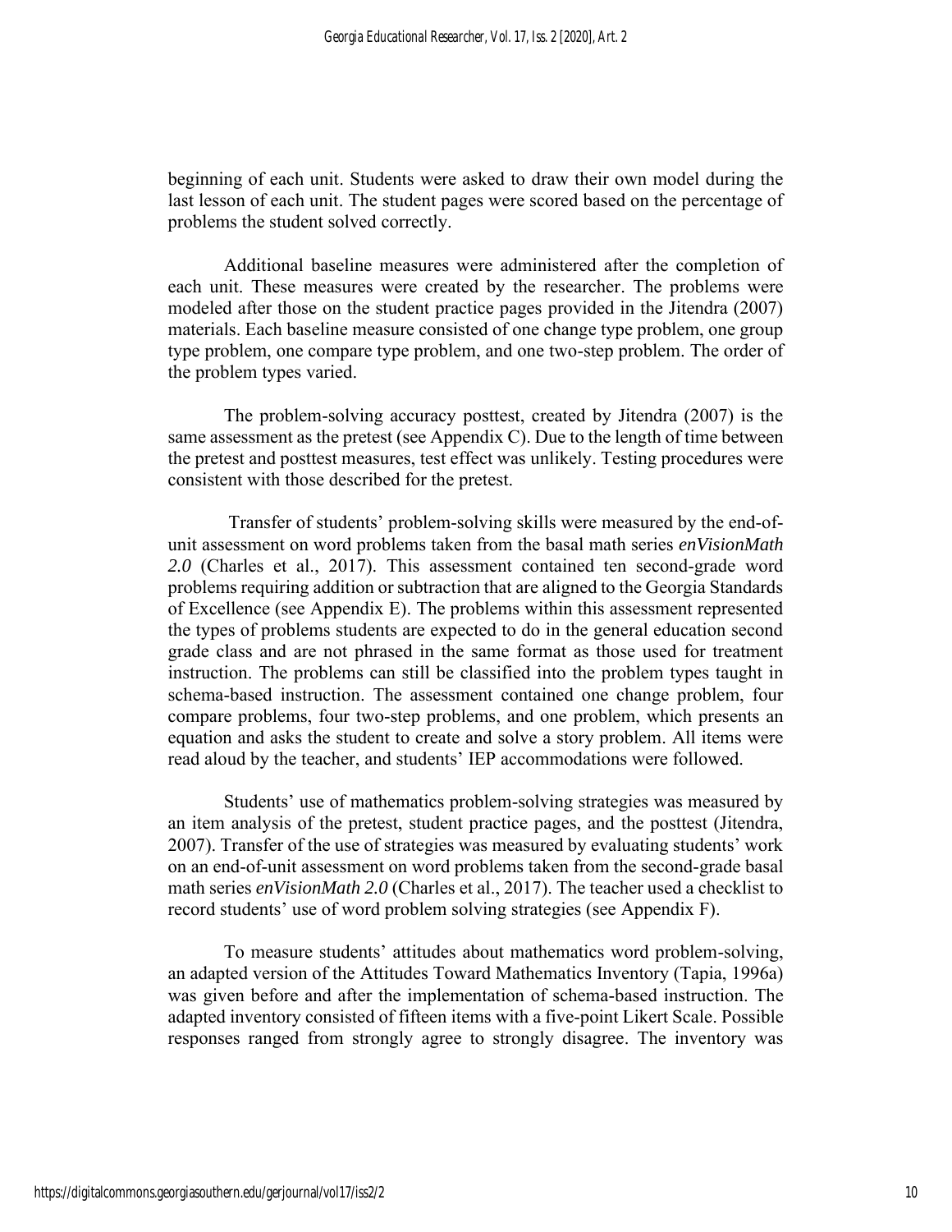beginning of each unit. Students were asked to draw their own model during the last lesson of each unit. The student pages were scored based on the percentage of problems the student solved correctly.

Additional baseline measures were administered after the completion of each unit. These measures were created by the researcher. The problems were modeled after those on the student practice pages provided in the Jitendra (2007) materials. Each baseline measure consisted of one change type problem, one group type problem, one compare type problem, and one two-step problem. The order of the problem types varied.

The problem-solving accuracy posttest, created by Jitendra (2007) is the same assessment as the pretest (see Appendix C). Due to the length of time between the pretest and posttest measures, test effect was unlikely. Testing procedures were consistent with those described for the pretest.

Transfer of students' problem-solving skills were measured by the end-of-unit assessment on word problems taken from the basal math series *enVisionMath 2.0* (Charles et al., 2017). This assessment contained ten second-grade word problems requiring addition or subtraction that are aligned to the Georgia Standards of Excellence (see Appendix E). The problems within this assessment represented the types of problems students are expected to do in the general education second grade class and are not phrased in the same format as those used for treatment instruction. The problems can still be classified into the problem types taught in schema-based instruction. The assessment contained one change problem, four compare problems, four two-step problems, and one problem, which presents an equation and asks the student to create and solve a story problem. All items were read aloud by the teacher, and students' IEP accommodations were followed.

Students' use of mathematics problem-solving strategies was measured by an item analysis of the pretest, student practice pages, and the posttest (Jitendra, 2007). Transfer of the use of strategies was measured by evaluating students' work on an end-of-unit assessment on word problems taken from the second-grade basal math series *enVisionMath 2.0* (Charles et al., 2017). The teacher used a checklist to record students' use of word problem solving strategies (see Appendix F).

To measure students' attitudes about mathematics word problem-solving, an adapted version of the Attitudes Toward Mathematics Inventory (Tapia, 1996a) was given before and after the implementation of schema-based instruction. The adapted inventory consisted of fifteen items with a five-point Likert Scale. Possible responses ranged from strongly agree to strongly disagree. The inventory was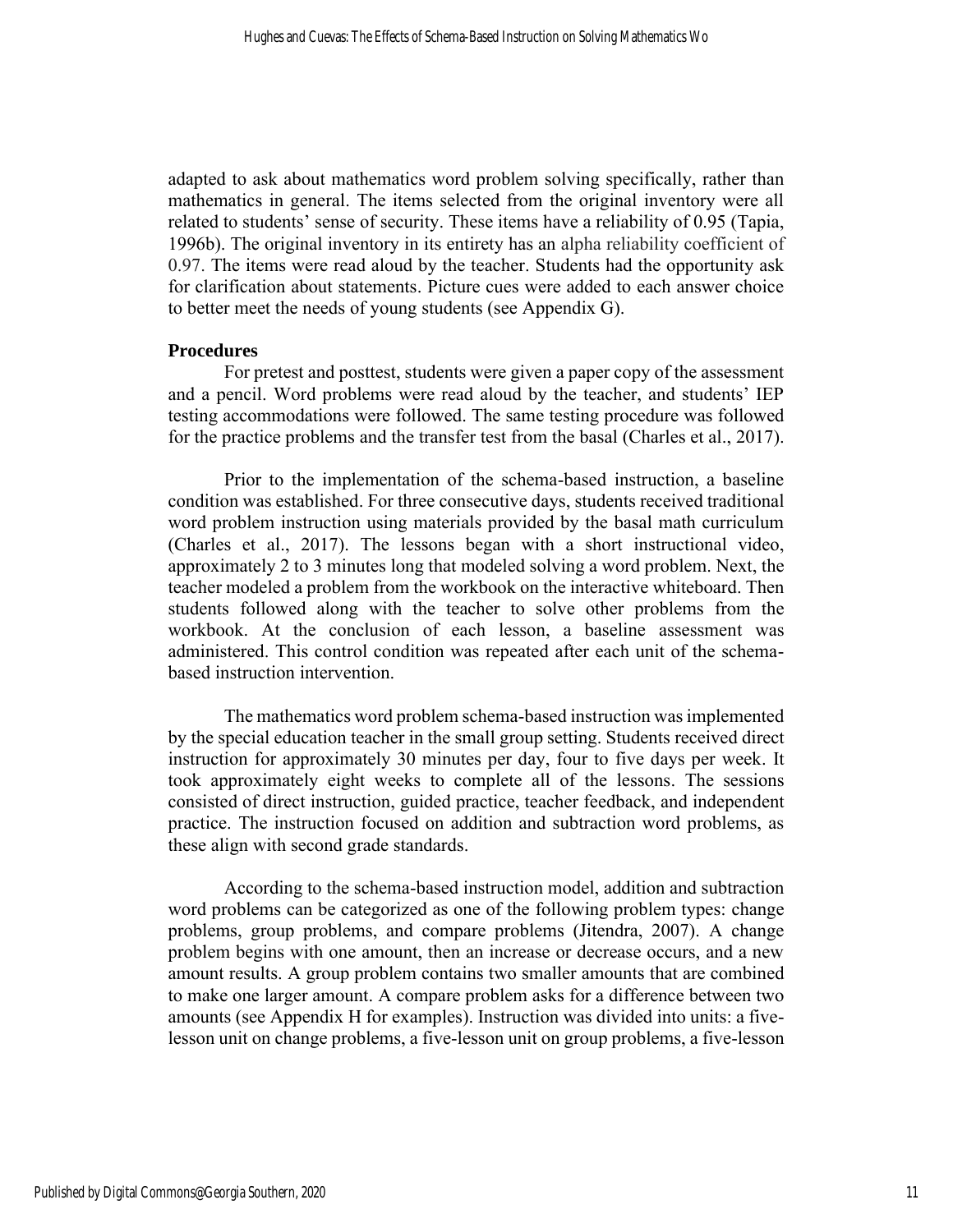adapted to ask about mathematics word problem solving specifically, rather than mathematics in general. The items selected from the original inventory were all related to students' sense of security. These items have a reliability of 0.95 (Tapia, 1996b). The original inventory in its entirety has an alpha reliability coefficient of 0.97. The items were read aloud by the teacher. Students had the opportunity ask for clarification about statements. Picture cues were added to each answer choice to better meet the needs of young students (see Appendix G).

**Procedures**

For pretest and posttest, students were given a paper copy of the assessment and a pencil. Word problems were read aloud by the teacher, and students' IEP testing accommodations were followed. The same testing procedure was followed for the practice problems and the transfer test from the basal (Charles et al., 2017).

Prior to the implementation of the schema-based instruction, a baseline condition was established. For three consecutive days, students received traditional word problem instruction using materials provided by the basal math curriculum (Charles et al., 2017). The lessons began with a short instructional video, approximately 2 to 3 minutes long that modeled solving a word problem. Next, the teacher modeled a problem from the workbook on the interactive whiteboard. Then students followed along with the teacher to solve other problems from the workbook. At the conclusion of each lesson, a baseline assessment was administered. This control condition was repeated after each unit of the schema-based instruction intervention.

The mathematics word problem schema-based instruction was implemented by the special education teacher in the small group setting. Students received direct instruction for approximately 30 minutes per day, four to five days per week. It took approximately eight weeks to complete all of the lessons. The sessions consisted of direct instruction, guided practice, teacher feedback, and independent practice. The instruction focused on addition and subtraction word problems, as these align with second grade standards.

According to the schema-based instruction model, addition and subtraction word problems can be categorized as one of the following problem types: change problems, group problems, and compare problems (Jitendra, 2007). A change problem begins with one amount, then an increase or decrease occurs, and a new amount results. A group problem contains two smaller amounts that are combined to make one larger amount. A compare problem asks for a difference between two amounts (see Appendix H for examples). Instruction was divided into units: a five-lesson unit on change problems, a five-lesson unit on group problems, a five-lesson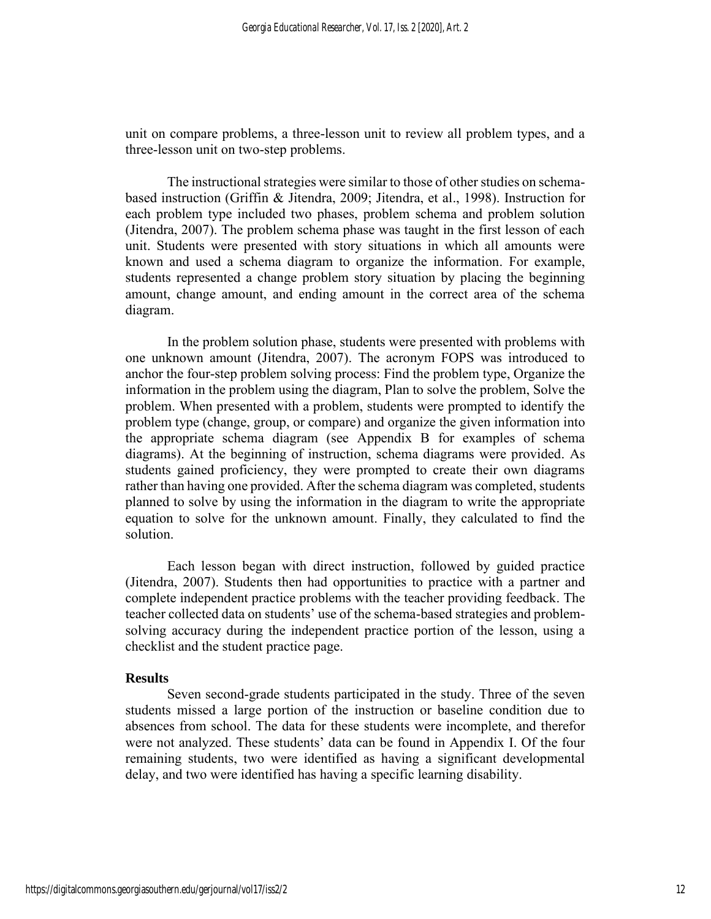unit on compare problems, a three-lesson unit to review all problem types, and a three-lesson unit on two-step problems.

The instructional strategies were similar to those of other studies on schema-based instruction (Griffin & Jitendra, 2009; Jitendra, et al., 1998). Instruction for each problem type included two phases, problem schema and problem solution (Jitendra, 2007). The problem schema phase was taught in the first lesson of each unit. Students were presented with story situations in which all amounts were known and used a schema diagram to organize the information. For example, students represented a change problem story situation by placing the beginning amount, change amount, and ending amount in the correct area of the schema diagram.

In the problem solution phase, students were presented with problems with one unknown amount (Jitendra, 2007). The acronym FOPS was introduced to anchor the four-step problem solving process: Find the problem type, Organize the information in the problem using the diagram, Plan to solve the problem, Solve the problem. When presented with a problem, students were prompted to identify the problem type (change, group, or compare) and organize the given information into the appropriate schema diagram (see Appendix B for examples of schema diagrams). At the beginning of instruction, schema diagrams were provided. As students gained proficiency, they were prompted to create their own diagrams rather than having one provided. After the schema diagram was completed, students planned to solve by using the information in the diagram to write the appropriate equation to solve for the unknown amount. Finally, they calculated to find the solution.

Each lesson began with direct instruction, followed by guided practice (Jitendra, 2007). Students then had opportunities to practice with a partner and complete independent practice problems with the teacher providing feedback. The teacher collected data on students' use of the schema-based strategies and problem-solving accuracy during the independent practice portion of the lesson, using a checklist and the student practice page.

## Results

Seven second-grade students participated in the study. Three of the seven students missed a large portion of the instruction or baseline condition due to absences from school. The data for these students were incomplete, and therefor were not analyzed. These students' data can be found in Appendix I. Of the four remaining students, two were identified as having a significant developmental delay, and two were identified has having a specific learning disability.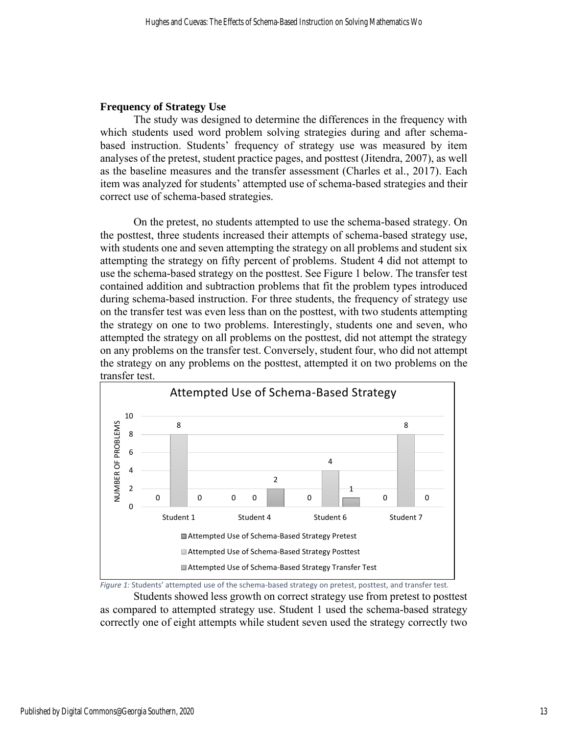## Frequency of Strategy Use

The study was designed to determine the differences in the frequency with which students used word problem solving strategies during and after schema-based instruction. Students' frequency of strategy use was measured by item analyses of the pretest, student practice pages, and posttest (Jitendra, 2007), as well as the baseline measures and the transfer assessment (Charles et al., 2017). Each item was analyzed for students' attempted use of schema-based strategies and their correct use of schema-based strategies.

On the pretest, no students attempted to use the schema-based strategy. On the posttest, three students increased their attempts of schema-based strategy use, with students one and seven attempting the strategy on all problems and student six attempting the strategy on fifty percent of problems. Student 4 did not attempt to use the schema-based strategy on the posttest. See Figure 1 below. The transfer test contained addition and subtraction problems that fit the problem types introduced during schema-based instruction. For three students, the frequency of strategy use on the transfer test was even less than on the posttest, with two students attempting the strategy on one to two problems. Interestingly, students one and seven, who attempted the strategy on all problems on the posttest, did not attempt the strategy on any problems on the transfer test. Conversely, student four, who did not attempt the strategy on any problems on the posttest, attempted it on two problems on the transfer test.

**Attempted Use of Schema-Based Strategy**

| | Student 1 | Student 4 | Student 6 | Student 7 |
|---|---|---|---|---|
| Attempted Use of Schema-Based Strategy Pretest | 0 | 0 | 0 | 0 |
| Attempted Use of Schema-Based Strategy Posttest | 8 | 0 | 4 | 8 |
| Attempted Use of Schema-Based Strategy Transfer Test | 0 | 2 | 1 | 0 |

*Figure 1:* Students' attempted use of the schema-based strategy on pretest, posttest, and transfer test.

Students showed less growth on correct strategy use from pretest to posttest as compared to attempted strategy use. Student 1 used the schema-based strategy correctly one of eight attempts while student seven used the strategy correctly two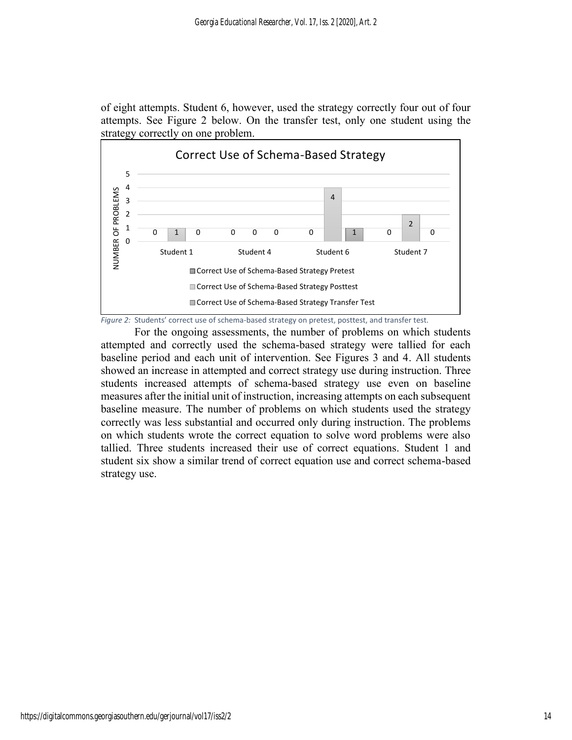of eight attempts. Student 6, however, used the strategy correctly four out of four attempts. See Figure 2 below. On the transfer test, only one student using the strategy correctly on one problem.

**Correct Use of Schema-Based Strategy**

| NUMBER OF PROBLEMS | Student 1 | Student 4 | Student 6 | Student 7 |
|---|---|---|---|---|
| Correct Use of Schema-Based Strategy Pretest | 0 | 0 | 0 | 0 |
| Correct Use of Schema-Based Strategy Posttest | 1 | 0 | 4 | 2 |
| Correct Use of Schema-Based Strategy Transfer Test | 0 | 0 | 1 | 0 |

*Figure 2:* Students' correct use of schema-based strategy on pretest, posttest, and transfer test.

For the ongoing assessments, the number of problems on which students attempted and correctly used the schema-based strategy were tallied for each baseline period and each unit of intervention. See Figures 3 and 4. All students showed an increase in attempted and correct strategy use during instruction. Three students increased attempts of schema-based strategy use even on baseline measures after the initial unit of instruction, increasing attempts on each subsequent baseline measure. The number of problems on which students used the strategy correctly was less substantial and occurred only during instruction. The problems on which students wrote the correct equation to solve word problems were also tallied. Three students increased their use of correct equations. Student 1 and student six show a similar trend of correct equation use and correct schema-based strategy use.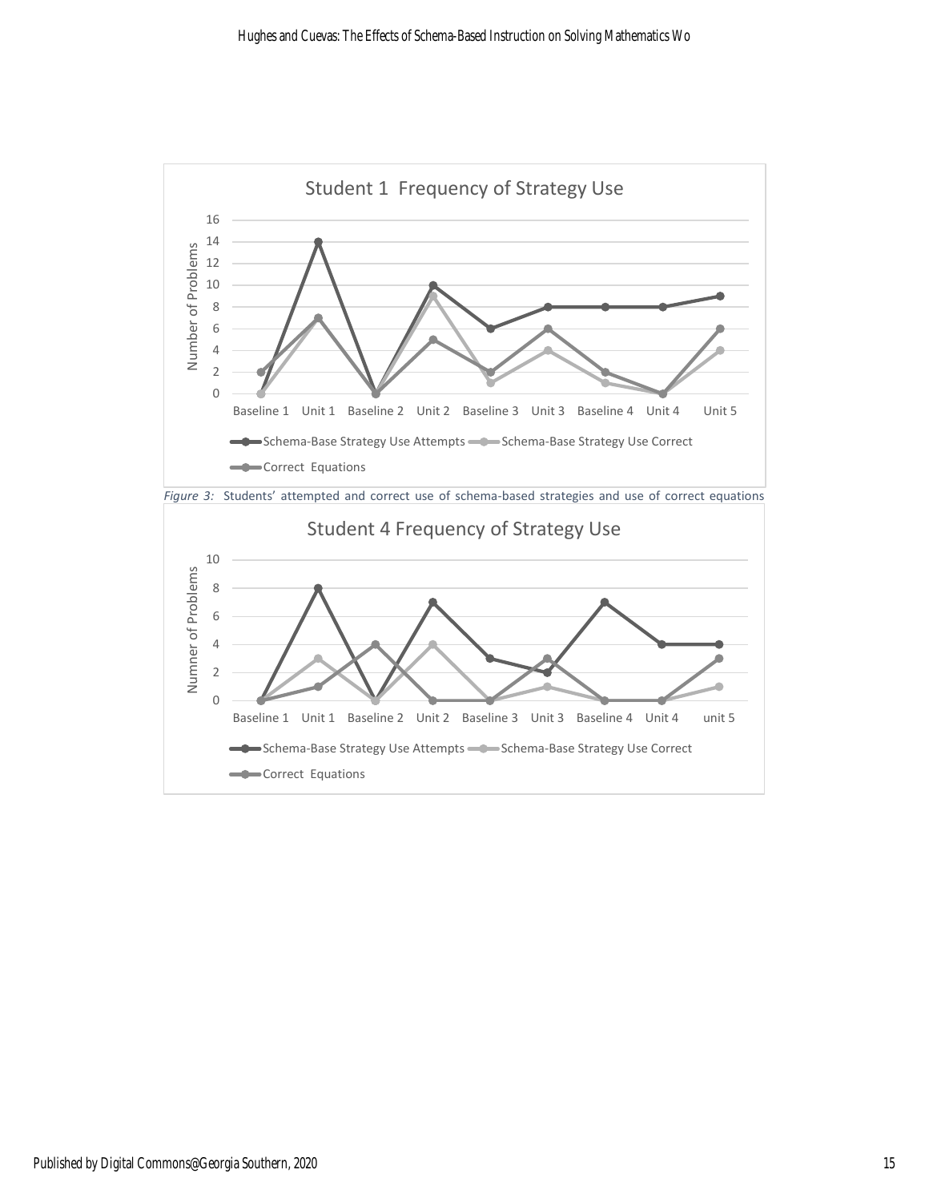*Figure 3:* Students' attempted and correct use of schema-based strategies and use of correct equations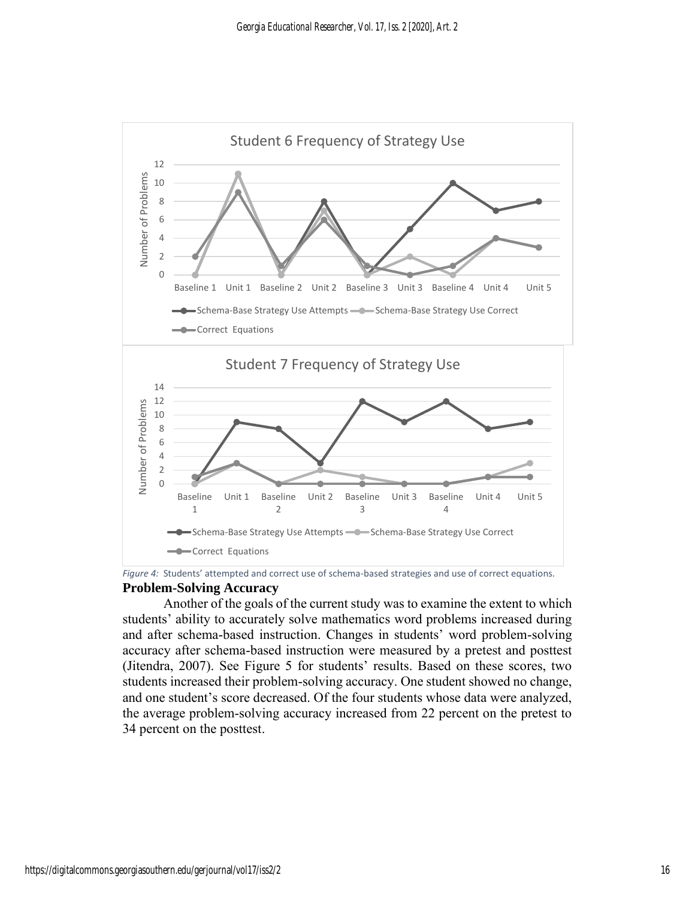*Figure 4:* Students' attempted and correct use of schema-based strategies and use of correct equations.

**Problem-Solving Accuracy**

Another of the goals of the current study was to examine the extent to which students' ability to accurately solve mathematics word problems increased during and after schema-based instruction. Changes in students' word problem-solving accuracy after schema-based instruction were measured by a pretest and posttest (Jitendra, 2007). See Figure 5 for students' results. Based on these scores, two students increased their problem-solving accuracy. One student showed no change, and one student's score decreased. Of the four students whose data were analyzed, the average problem-solving accuracy increased from 22 percent on the pretest to 34 percent on the posttest.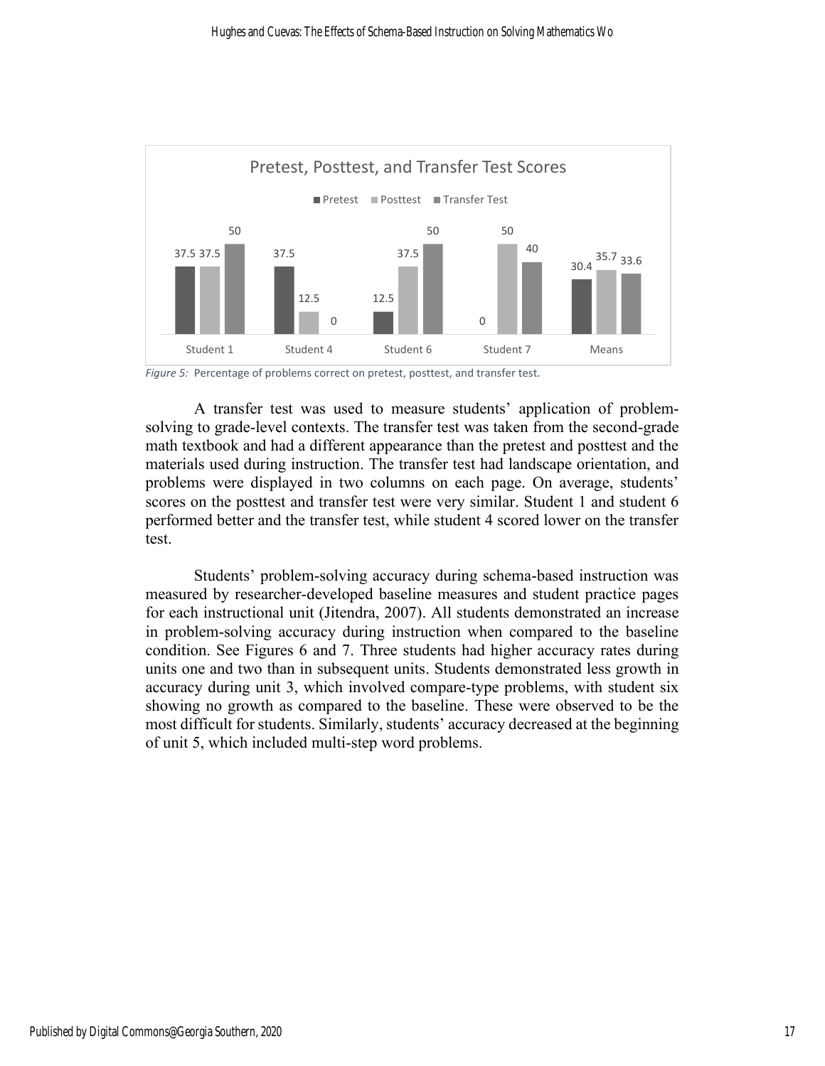**Pretest, Posttest, and Transfer Test Scores**

| | Pretest | Posttest | Transfer Test |
|---|---|---|---|
| Student 1 | 37.5 | 37.5 | 50 |
| Student 4 | 37.5 | 12.5 | 0 |
| Student 6 | 12.5 | 37.5 | 50 |
| Student 7 | 0 | 50 | 40 |
| Means | 30.4 | 35.7 | 33.6 |

*Figure 5:* Percentage of problems correct on pretest, posttest, and transfer test.

A transfer test was used to measure students' application of problem-solving to grade-level contexts. The transfer test was taken from the second-grade math textbook and had a different appearance than the pretest and posttest and the materials used during instruction. The transfer test had landscape orientation, and problems were displayed in two columns on each page. On average, students' scores on the posttest and transfer test were very similar. Student 1 and student 6 performed better and the transfer test, while student 4 scored lower on the transfer test.

Students' problem-solving accuracy during schema-based instruction was measured by researcher-developed baseline measures and student practice pages for each instructional unit (Jitendra, 2007). All students demonstrated an increase in problem-solving accuracy during instruction when compared to the baseline condition. See Figures 6 and 7. Three students had higher accuracy rates during units one and two than in subsequent units. Students demonstrated less growth in accuracy during unit 3, which involved compare-type problems, with student six showing no growth as compared to the baseline. These were observed to be the most difficult for students. Similarly, students' accuracy decreased at the beginning of unit 5, which included multi-step word problems.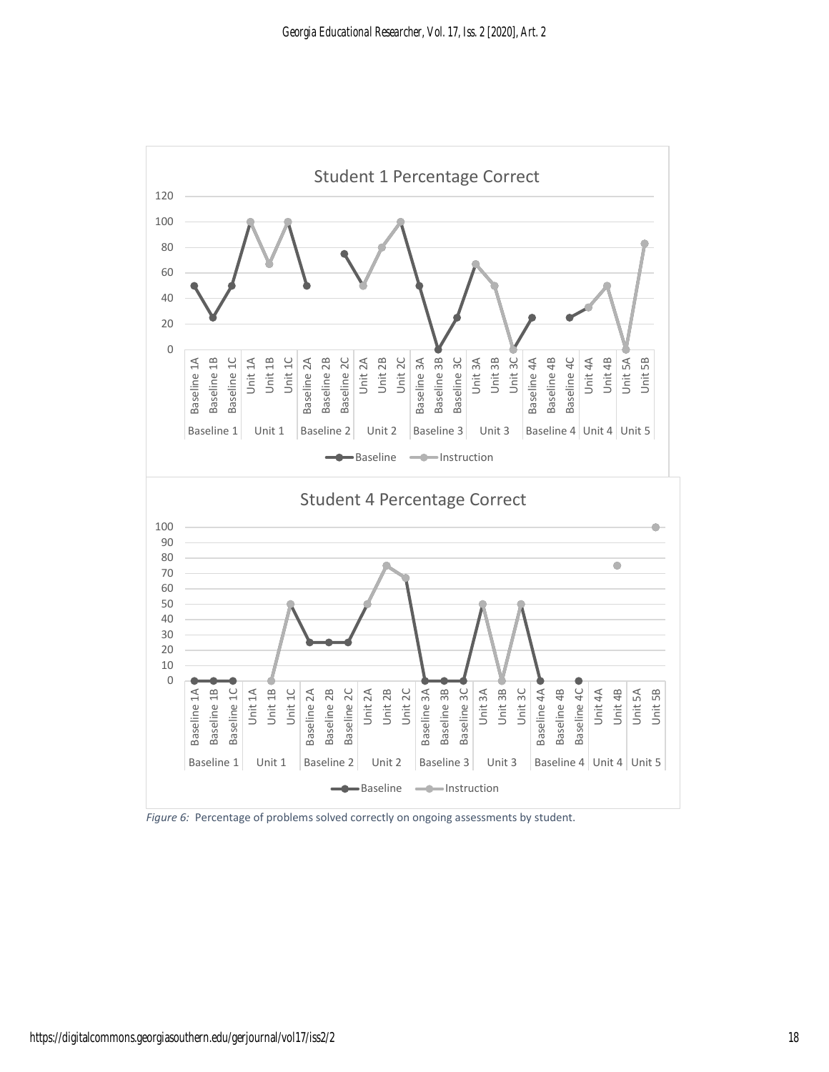*Figure 6:* Percentage of problems solved correctly on ongoing assessments by student.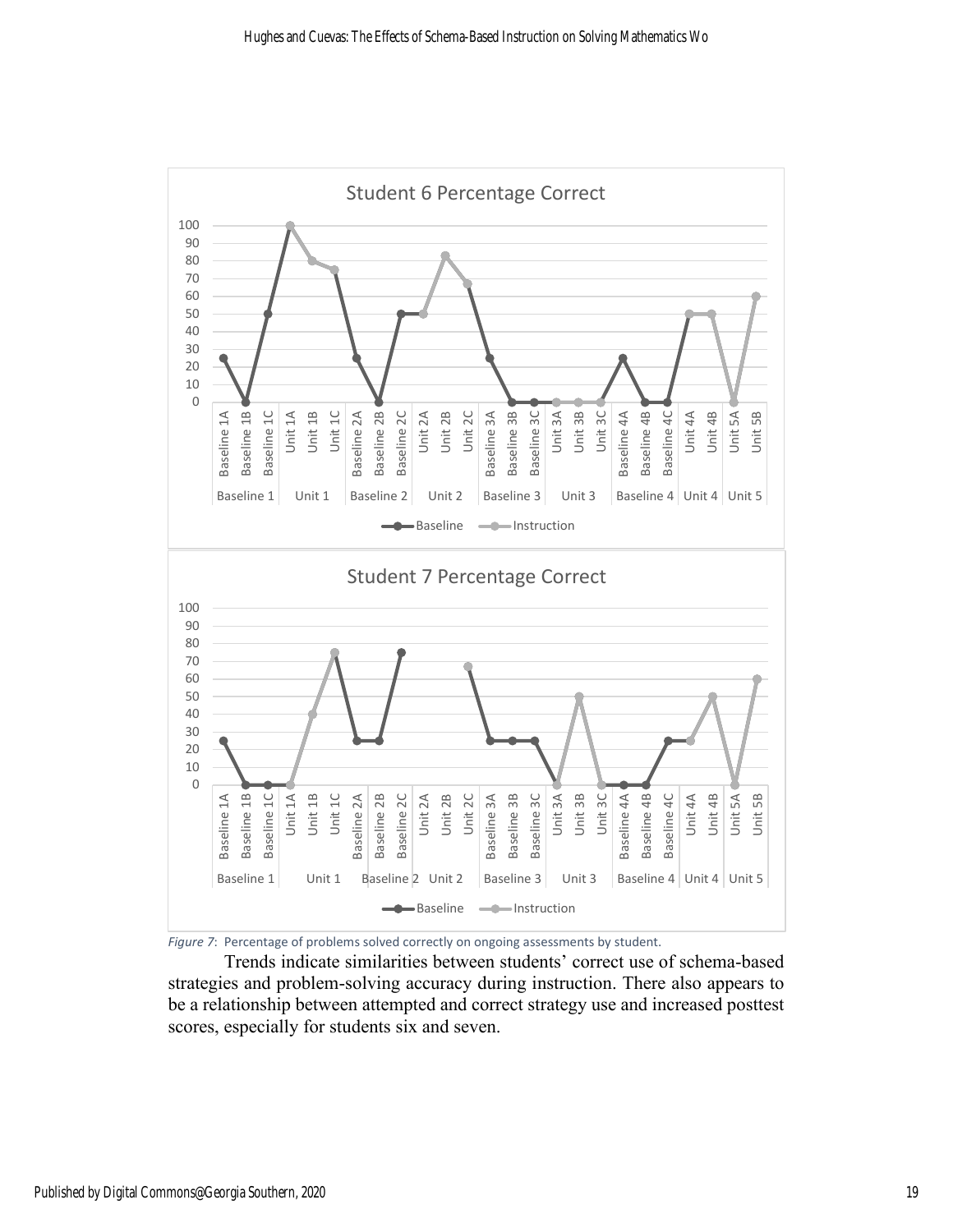*Figure 7*: Percentage of problems solved correctly on ongoing assessments by student.

Trends indicate similarities between students' correct use of schema-based strategies and problem-solving accuracy during instruction. There also appears to be a relationship between attempted and correct strategy use and increased posttest scores, especially for students six and seven.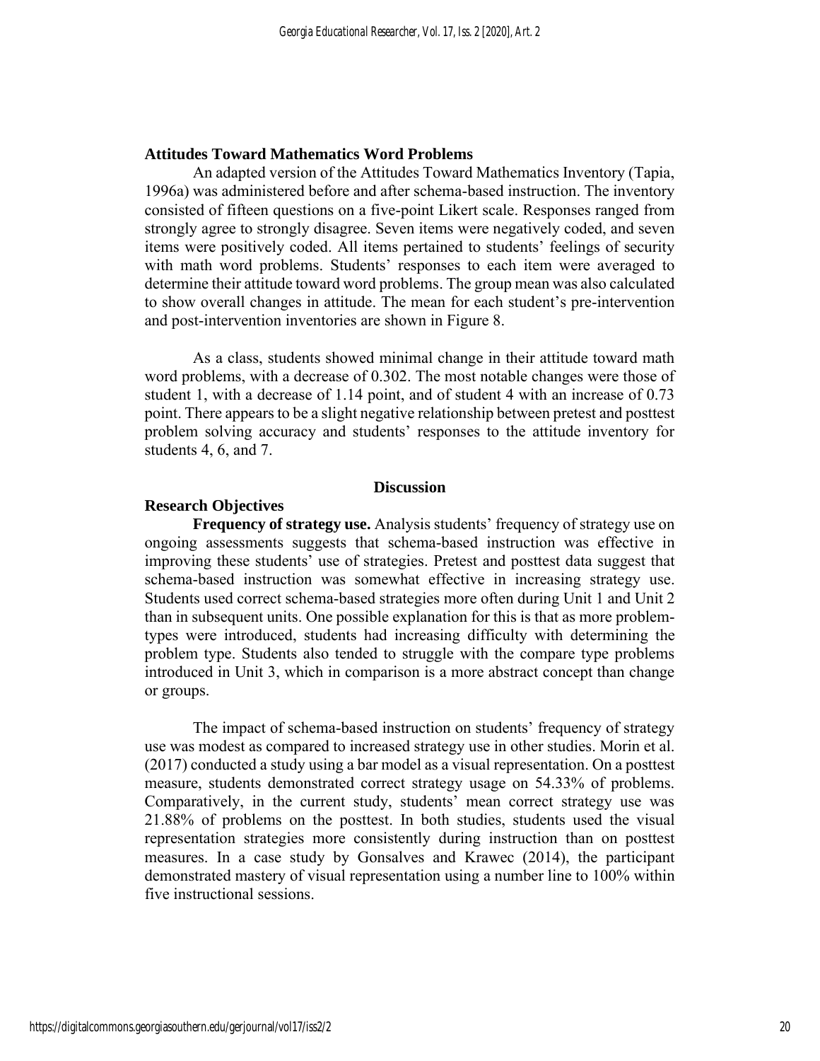### Attitudes Toward Mathematics Word Problems

An adapted version of the Attitudes Toward Mathematics Inventory (Tapia, 1996a) was administered before and after schema-based instruction. The inventory consisted of fifteen questions on a five-point Likert scale. Responses ranged from strongly agree to strongly disagree. Seven items were negatively coded, and seven items were positively coded. All items pertained to students' feelings of security with math word problems. Students' responses to each item were averaged to determine their attitude toward word problems. The group mean was also calculated to show overall changes in attitude. The mean for each student's pre-intervention and post-intervention inventories are shown in Figure 8.

As a class, students showed minimal change in their attitude toward math word problems, with a decrease of 0.302. The most notable changes were those of student 1, with a decrease of 1.14 point, and of student 4 with an increase of 0.73 point. There appears to be a slight negative relationship between pretest and posttest problem solving accuracy and students' responses to the attitude inventory for students 4, 6, and 7.

## Discussion

### Research Objectives

**Frequency of strategy use.** Analysis students' frequency of strategy use on ongoing assessments suggests that schema-based instruction was effective in improving these students' use of strategies. Pretest and posttest data suggest that schema-based instruction was somewhat effective in increasing strategy use. Students used correct schema-based strategies more often during Unit 1 and Unit 2 than in subsequent units. One possible explanation for this is that as more problem-types were introduced, students had increasing difficulty with determining the problem type. Students also tended to struggle with the compare type problems introduced in Unit 3, which in comparison is a more abstract concept than change or groups.

The impact of schema-based instruction on students' frequency of strategy use was modest as compared to increased strategy use in other studies. Morin et al. (2017) conducted a study using a bar model as a visual representation. On a posttest measure, students demonstrated correct strategy usage on 54.33% of problems. Comparatively, in the current study, students' mean correct strategy use was 21.88% of problems on the posttest. In both studies, students used the visual representation strategies more consistently during instruction than on posttest measures. In a case study by Gonsalves and Krawec (2014), the participant demonstrated mastery of visual representation using a number line to 100% within five instructional sessions.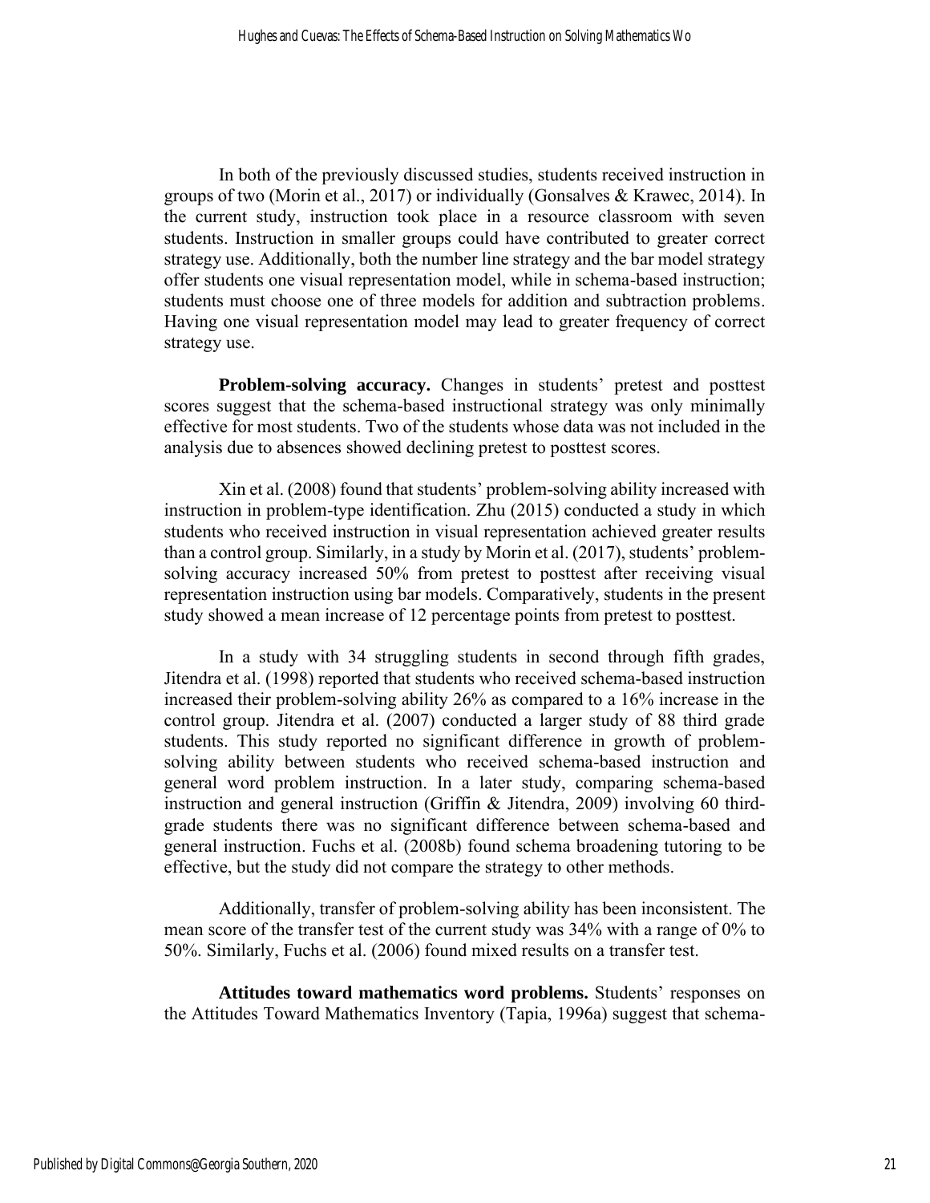In both of the previously discussed studies, students received instruction in groups of two (Morin et al., 2017) or individually (Gonsalves & Krawec, 2014). In the current study, instruction took place in a resource classroom with seven students. Instruction in smaller groups could have contributed to greater correct strategy use. Additionally, both the number line strategy and the bar model strategy offer students one visual representation model, while in schema-based instruction; students must choose one of three models for addition and subtraction problems. Having one visual representation model may lead to greater frequency of correct strategy use.

**Problem-solving accuracy.** Changes in students' pretest and posttest scores suggest that the schema-based instructional strategy was only minimally effective for most students. Two of the students whose data was not included in the analysis due to absences showed declining pretest to posttest scores.

Xin et al. (2008) found that students' problem-solving ability increased with instruction in problem-type identification. Zhu (2015) conducted a study in which students who received instruction in visual representation achieved greater results than a control group. Similarly, in a study by Morin et al. (2017), students' problem-solving accuracy increased 50% from pretest to posttest after receiving visual representation instruction using bar models. Comparatively, students in the present study showed a mean increase of 12 percentage points from pretest to posttest.

In a study with 34 struggling students in second through fifth grades, Jitendra et al. (1998) reported that students who received schema-based instruction increased their problem-solving ability 26% as compared to a 16% increase in the control group. Jitendra et al. (2007) conducted a larger study of 88 third grade students. This study reported no significant difference in growth of problem-solving ability between students who received schema-based instruction and general word problem instruction. In a later study, comparing schema-based instruction and general instruction (Griffin & Jitendra, 2009) involving 60 third-grade students there was no significant difference between schema-based and general instruction. Fuchs et al. (2008b) found schema broadening tutoring to be effective, but the study did not compare the strategy to other methods.

Additionally, transfer of problem-solving ability has been inconsistent. The mean score of the transfer test of the current study was 34% with a range of 0% to 50%. Similarly, Fuchs et al. (2006) found mixed results on a transfer test.

**Attitudes toward mathematics word problems.** Students' responses on the Attitudes Toward Mathematics Inventory (Tapia, 1996a) suggest that schema-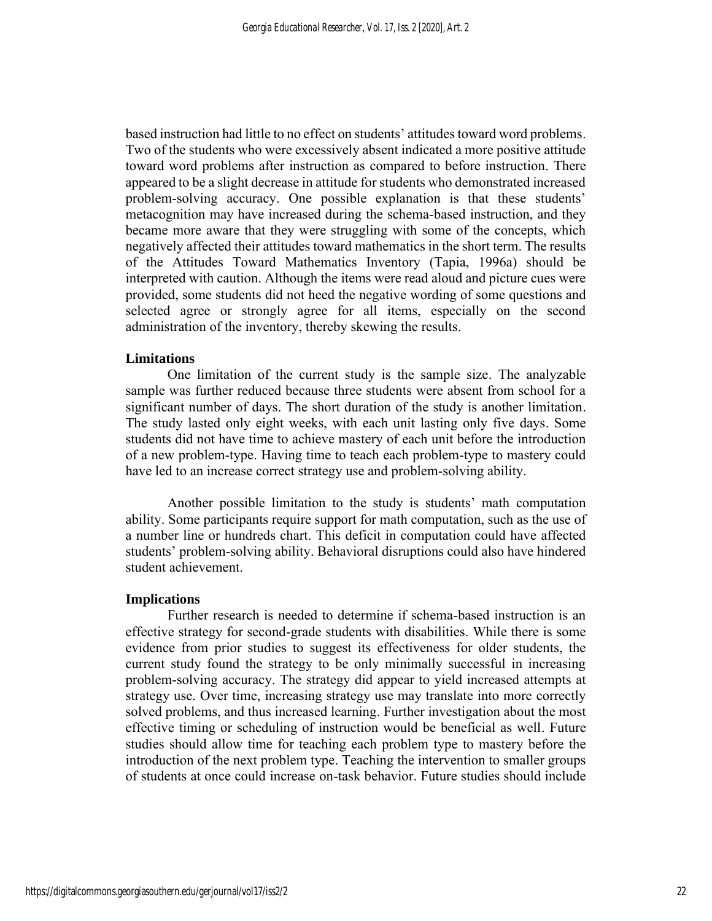based instruction had little to no effect on students' attitudes toward word problems. Two of the students who were excessively absent indicated a more positive attitude toward word problems after instruction as compared to before instruction. There appeared to be a slight decrease in attitude for students who demonstrated increased problem-solving accuracy. One possible explanation is that these students' metacognition may have increased during the schema-based instruction, and they became more aware that they were struggling with some of the concepts, which negatively affected their attitudes toward mathematics in the short term. The results of the Attitudes Toward Mathematics Inventory (Tapia, 1996a) should be interpreted with caution. Although the items were read aloud and picture cues were provided, some students did not heed the negative wording of some questions and selected agree or strongly agree for all items, especially on the second administration of the inventory, thereby skewing the results.

**Limitations**

One limitation of the current study is the sample size. The analyzable sample was further reduced because three students were absent from school for a significant number of days. The short duration of the study is another limitation. The study lasted only eight weeks, with each unit lasting only five days. Some students did not have time to achieve mastery of each unit before the introduction of a new problem-type. Having time to teach each problem-type to mastery could have led to an increase correct strategy use and problem-solving ability.

Another possible limitation to the study is students' math computation ability. Some participants require support for math computation, such as the use of a number line or hundreds chart. This deficit in computation could have affected students' problem-solving ability. Behavioral disruptions could also have hindered student achievement.

**Implications**

Further research is needed to determine if schema-based instruction is an effective strategy for second-grade students with disabilities. While there is some evidence from prior studies to suggest its effectiveness for older students, the current study found the strategy to be only minimally successful in increasing problem-solving accuracy. The strategy did appear to yield increased attempts at strategy use. Over time, increasing strategy use may translate into more correctly solved problems, and thus increased learning. Further investigation about the most effective timing or scheduling of instruction would be beneficial as well. Future studies should allow time for teaching each problem type to mastery before the introduction of the next problem type. Teaching the intervention to smaller groups of students at once could increase on-task behavior. Future studies should include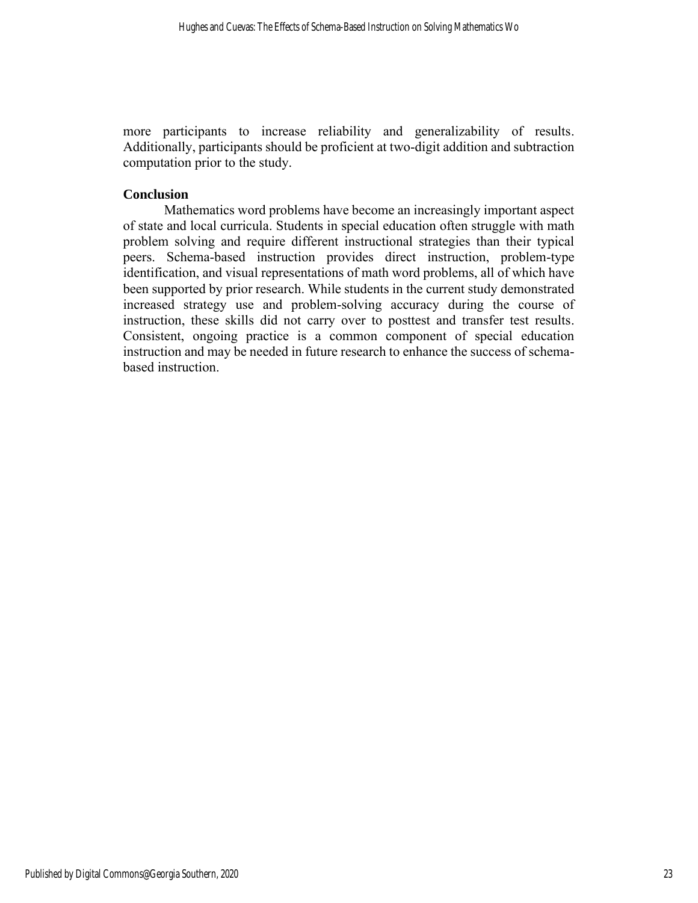more participants to increase reliability and generalizability of results. Additionally, participants should be proficient at two-digit addition and subtraction computation prior to the study.

## Conclusion

Mathematics word problems have become an increasingly important aspect of state and local curricula. Students in special education often struggle with math problem solving and require different instructional strategies than their typical peers. Schema-based instruction provides direct instruction, problem-type identification, and visual representations of math word problems, all of which have been supported by prior research. While students in the current study demonstrated increased strategy use and problem-solving accuracy during the course of instruction, these skills did not carry over to posttest and transfer test results. Consistent, ongoing practice is a common component of special education instruction and may be needed in future research to enhance the success of schema-based instruction.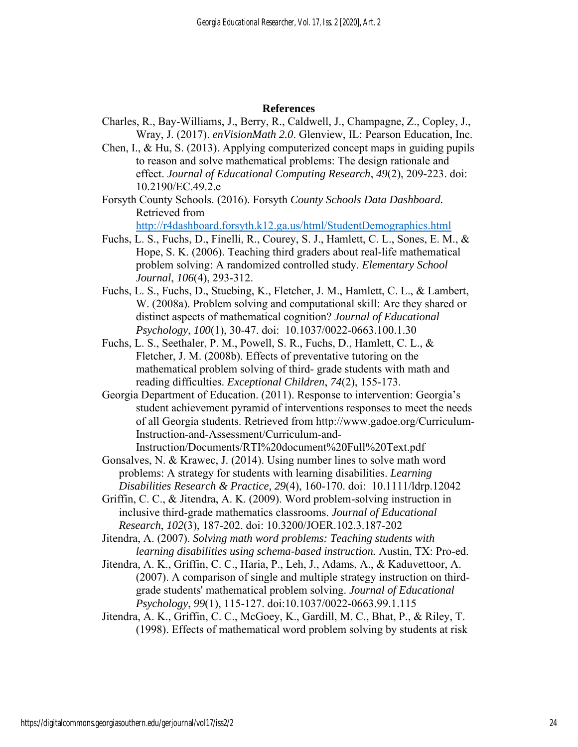## References

Charles, R., Bay-Williams, J., Berry, R., Caldwell, J., Champagne, Z., Copley, J., Wray, J. (2017). *enVisionMath 2.0*. Glenview, IL: Pearson Education, Inc.

Chen, I., & Hu, S. (2013). Applying computerized concept maps in guiding pupils to reason and solve mathematical problems: The design rationale and effect. *Journal of Educational Computing Research*, *49*(2), 209-223. doi: 10.2190/EC.49.2.e

Forsyth County Schools. (2016). Forsyth *County Schools Data Dashboard.* Retrieved from http://r4dashboard.forsyth.k12.ga.us/html/StudentDemographics.html

Fuchs, L. S., Fuchs, D., Finelli, R., Courey, S. J., Hamlett, C. L., Sones, E. M., & Hope, S. K. (2006). Teaching third graders about real-life mathematical problem solving: A randomized controlled study. *Elementary School Journal*, *106*(4), 293-312.

Fuchs, L. S., Fuchs, D., Stuebing, K., Fletcher, J. M., Hamlett, C. L., & Lambert, W. (2008a). Problem solving and computational skill: Are they shared or distinct aspects of mathematical cognition? *Journal of Educational Psychology*, *100*(1), 30-47. doi: 10.1037/0022-0663.100.1.30

Fuchs, L. S., Seethaler, P. M., Powell, S. R., Fuchs, D., Hamlett, C. L., & Fletcher, J. M. (2008b). Effects of preventative tutoring on the mathematical problem solving of third- grade students with math and reading difficulties. *Exceptional Children*, *74*(2), 155-173.

Georgia Department of Education. (2011). Response to intervention: Georgia's student achievement pyramid of interventions responses to meet the needs of all Georgia students. Retrieved from http://www.gadoe.org/Curriculum-Instruction-and-Assessment/Curriculum-and-Instruction/Documents/RTI%20document%20Full%20Text.pdf

Gonsalves, N. & Krawec, J. (2014). Using number lines to solve math word problems: A strategy for students with learning disabilities. *Learning Disabilities Research & Practice, 29*(4), 160-170. doi: 10.1111/ldrp.12042

Griffin, C. C., & Jitendra, A. K. (2009). Word problem-solving instruction in inclusive third-grade mathematics classrooms. *Journal of Educational Research*, *102*(3), 187-202. doi: 10.3200/JOER.102.3.187-202

Jitendra, A. (2007). *Solving math word problems: Teaching students with learning disabilities using schema-based instruction.* Austin, TX: Pro-ed.

Jitendra, A. K., Griffin, C. C., Haria, P., Leh, J., Adams, A., & Kaduvettoor, A. (2007). A comparison of single and multiple strategy instruction on third-grade students' mathematical problem solving. *Journal of Educational Psychology*, *99*(1), 115-127. doi:10.1037/0022-0663.99.1.115

Jitendra, A. K., Griffin, C. C., McGoey, K., Gardill, M. C., Bhat, P., & Riley, T. (1998). Effects of mathematical word problem solving by students at risk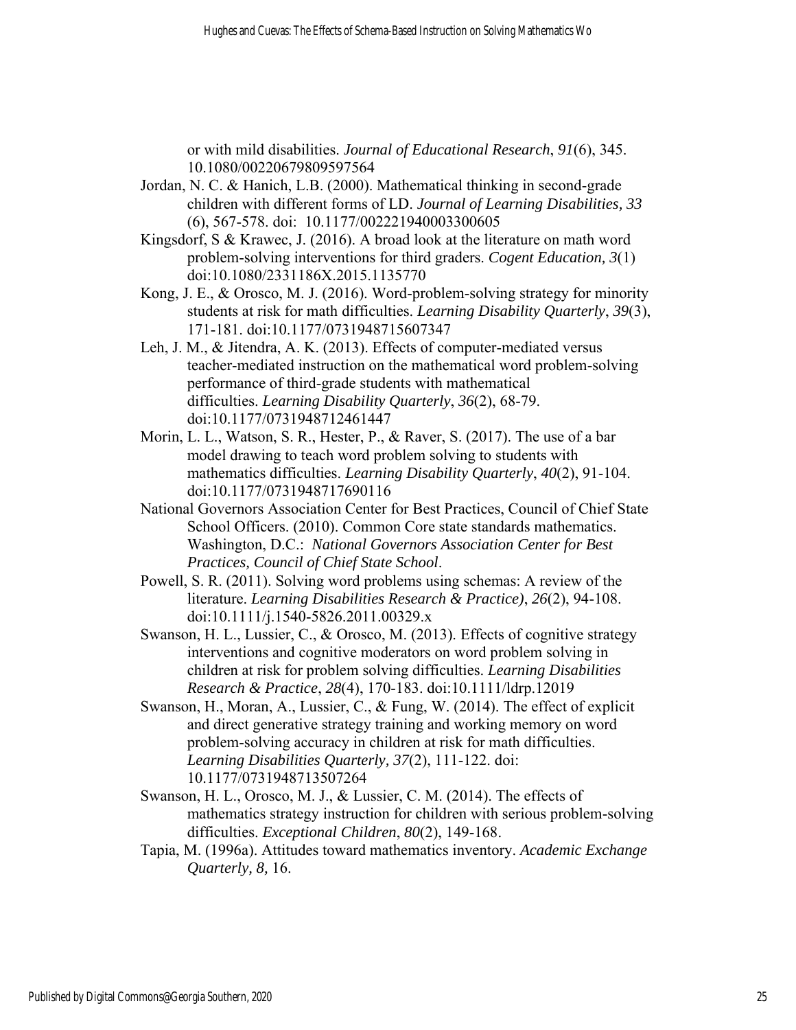or with mild disabilities. *Journal of Educational Research*, *91*(6), 345. 10.1080/00220679809597564

Jordan, N. C. & Hanich, L.B. (2000). Mathematical thinking in second-grade children with different forms of LD. *Journal of Learning Disabilities, 33* (6), 567-578. doi: 10.1177/002221940003300605

Kingsdorf, S & Krawec, J. (2016). A broad look at the literature on math word problem-solving interventions for third graders. *Cogent Education, 3*(1) doi:10.1080/2331186X.2015.1135770

Kong, J. E., & Orosco, M. J. (2016). Word-problem-solving strategy for minority students at risk for math difficulties. *Learning Disability Quarterly*, *39*(3), 171-181. doi:10.1177/0731948715607347

Leh, J. M., & Jitendra, A. K. (2013). Effects of computer-mediated versus teacher-mediated instruction on the mathematical word problem-solving performance of third-grade students with mathematical difficulties. *Learning Disability Quarterly*, *36*(2), 68-79. doi:10.1177/0731948712461447

Morin, L. L., Watson, S. R., Hester, P., & Raver, S. (2017). The use of a bar model drawing to teach word problem solving to students with mathematics difficulties. *Learning Disability Quarterly*, *40*(2), 91-104. doi:10.1177/0731948717690116

National Governors Association Center for Best Practices, Council of Chief State School Officers. (2010). Common Core state standards mathematics. Washington, D.C.: *National Governors Association Center for Best Practices, Council of Chief State School*.

Powell, S. R. (2011). Solving word problems using schemas: A review of the literature. *Learning Disabilities Research & Practice)*, *26*(2), 94-108. doi:10.1111/j.1540-5826.2011.00329.x

Swanson, H. L., Lussier, C., & Orosco, M. (2013). Effects of cognitive strategy interventions and cognitive moderators on word problem solving in children at risk for problem solving difficulties. *Learning Disabilities Research & Practice*, *28*(4), 170-183. doi:10.1111/ldrp.12019

Swanson, H., Moran, A., Lussier, C., & Fung, W. (2014). The effect of explicit and direct generative strategy training and working memory on word problem-solving accuracy in children at risk for math difficulties. *Learning Disabilities Quarterly, 37*(2), 111-122. doi: 10.1177/0731948713507264

Swanson, H. L., Orosco, M. J., & Lussier, C. M. (2014). The effects of mathematics strategy instruction for children with serious problem-solving difficulties. *Exceptional Children*, *80*(2), 149-168.

Tapia, M. (1996a). Attitudes toward mathematics inventory. *Academic Exchange Quarterly, 8,* 16.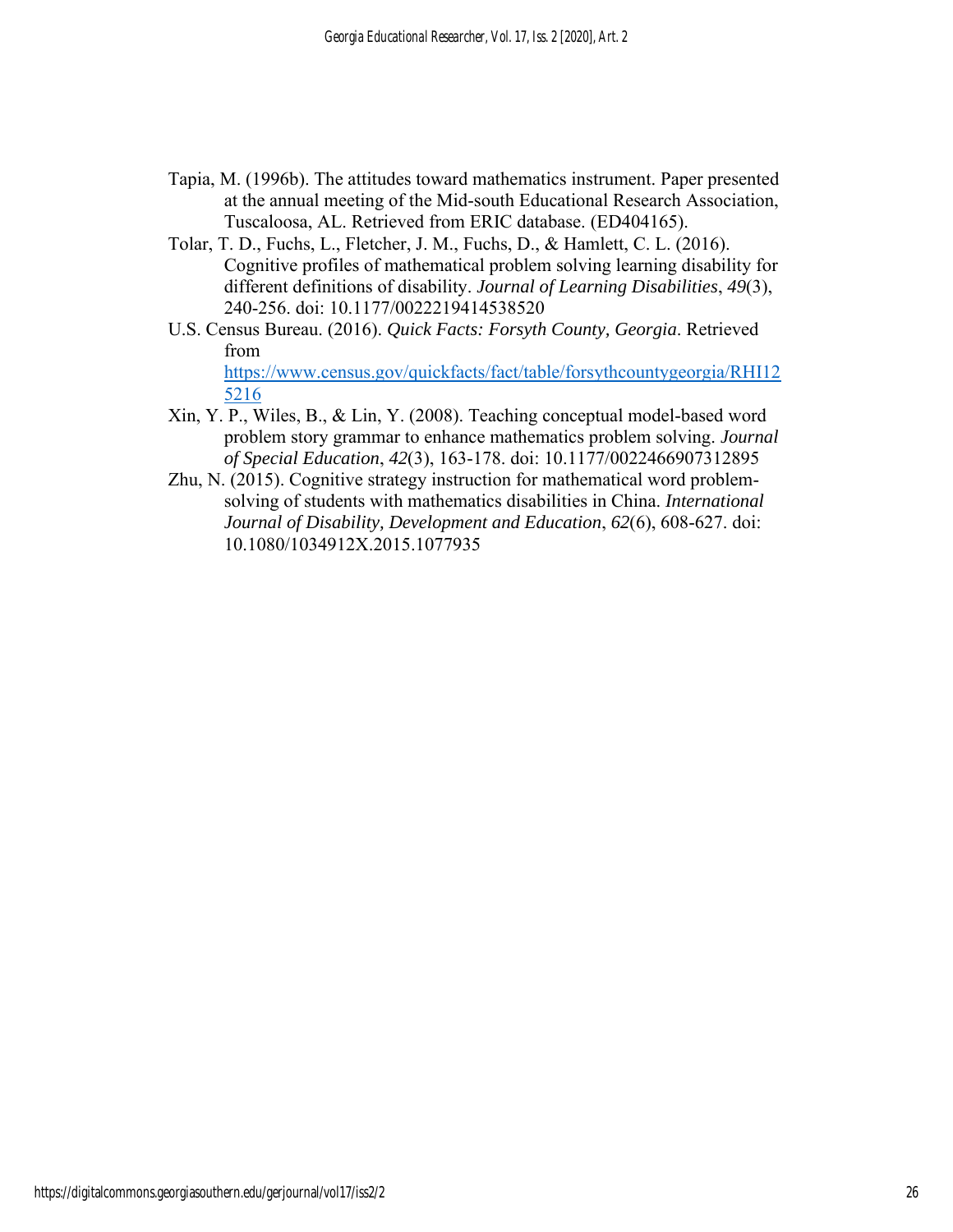Tapia, M. (1996b). The attitudes toward mathematics instrument. Paper presented at the annual meeting of the Mid-south Educational Research Association, Tuscaloosa, AL. Retrieved from ERIC database. (ED404165).

Tolar, T. D., Fuchs, L., Fletcher, J. M., Fuchs, D., & Hamlett, C. L. (2016). Cognitive profiles of mathematical problem solving learning disability for different definitions of disability. *Journal of Learning Disabilities*, *49*(3), 240-256. doi: 10.1177/0022219414538520

U.S. Census Bureau. (2016). *Quick Facts: Forsyth County, Georgia*. Retrieved from https://www.census.gov/quickfacts/fact/table/forsythcountygeorgia/RHI125216

Xin, Y. P., Wiles, B., & Lin, Y. (2008). Teaching conceptual model-based word problem story grammar to enhance mathematics problem solving. *Journal of Special Education*, *42*(3), 163-178. doi: 10.1177/0022466907312895

Zhu, N. (2015). Cognitive strategy instruction for mathematical word problem-solving of students with mathematics disabilities in China. *International Journal of Disability, Development and Education*, *62*(6), 608-627. doi: 10.1080/1034912X.2015.1077935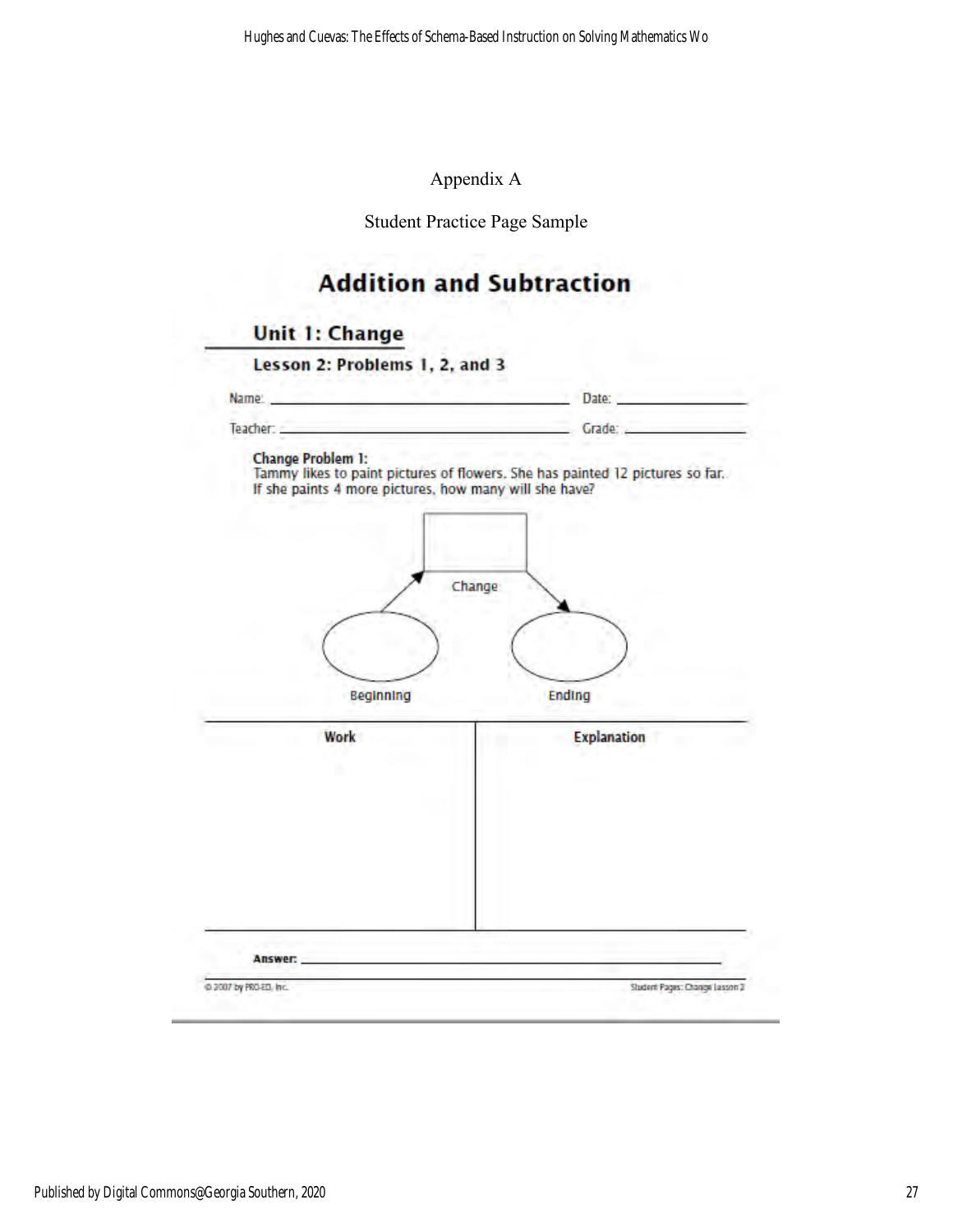Appendix A

Student Practice Page Sample

# Addition and Subtraction

## Unit 1: Change

### Lesson 2: Problems 1, 2, and 3

Name: ______________________________ Date: ______________

Teacher: ____________________________ Grade: _____________

**Change Problem 1:**
Tammy likes to paint pictures of flowers. She has painted 12 pictures so far. If she paints 4 more pictures, how many will she have?

Change

Beginning

Ending

| Work | Explanation |
| --- | --- |
| | |

**Answer:** ______________________________________________

© 2007 by PRO-ED, Inc.

Student Pages: Change Lesson 2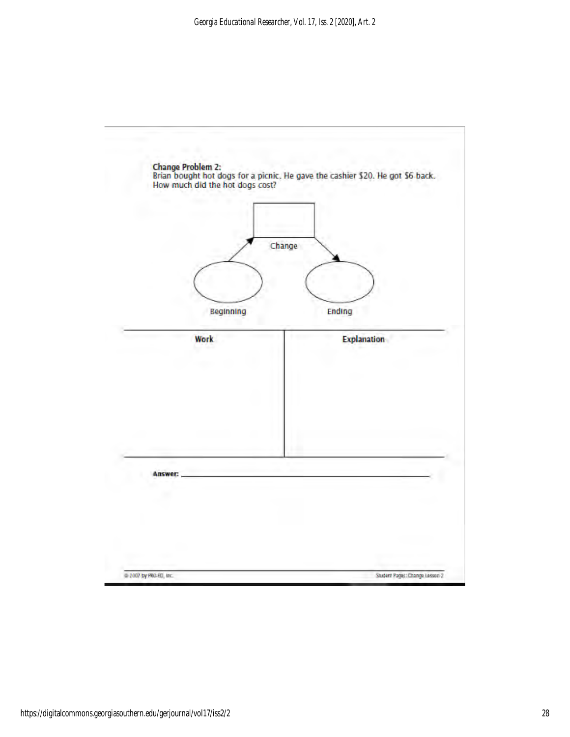**Change Problem 2:**
Brian bought hot dogs for a picnic. He gave the cashier $20. He got $6 back. How much did the hot dogs cost?

Change

Beginning

Ending

| Work | Explanation |
| --- | --- |
| | |

**Answer:** ______________________________

© 2007 by PRO-ED, Inc.

Student Pages: Change Lesson 2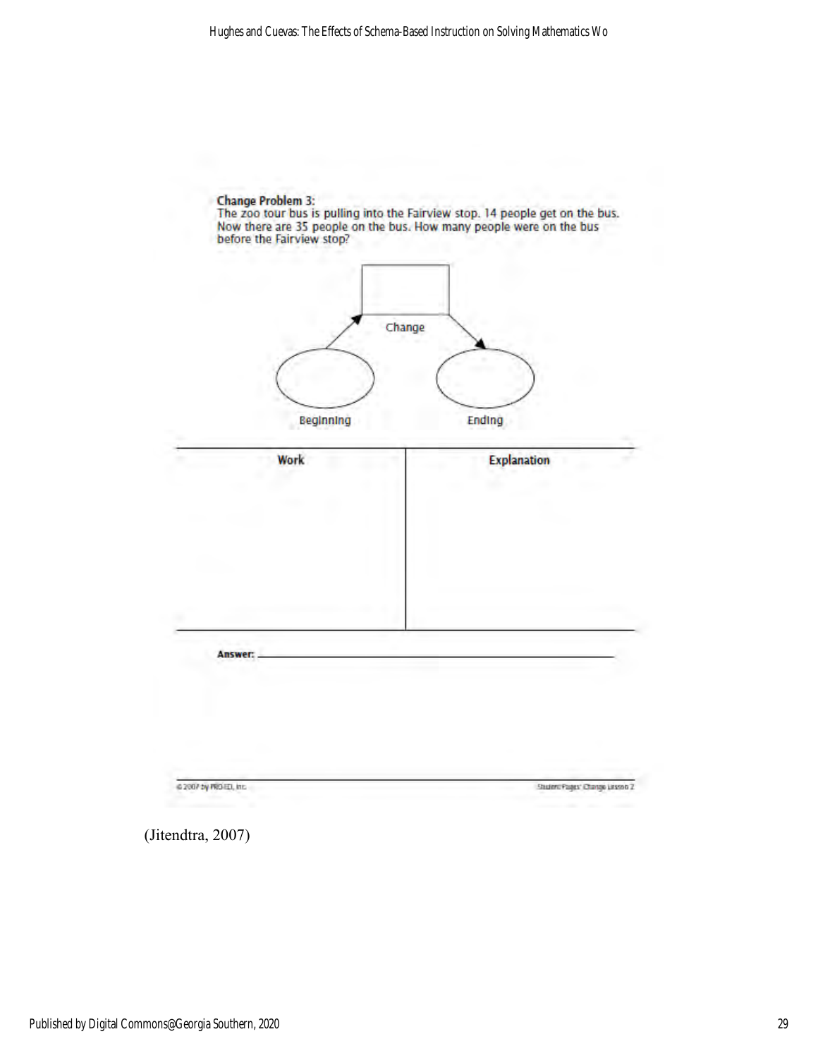**Change Problem 3:**
The zoo tour bus is pulling into the Fairview stop. 14 people get on the bus. Now there are 35 people on the bus. How many people were on the bus before the Fairview stop?

Change

Beginning

Ending

| Work | Explanation |
|---|---|
| | |

**Answer:** ______________________________

© 2007 by PRO-ED, Inc.

Student Pages: Change Lesson 2

(Jitendtra, 2007)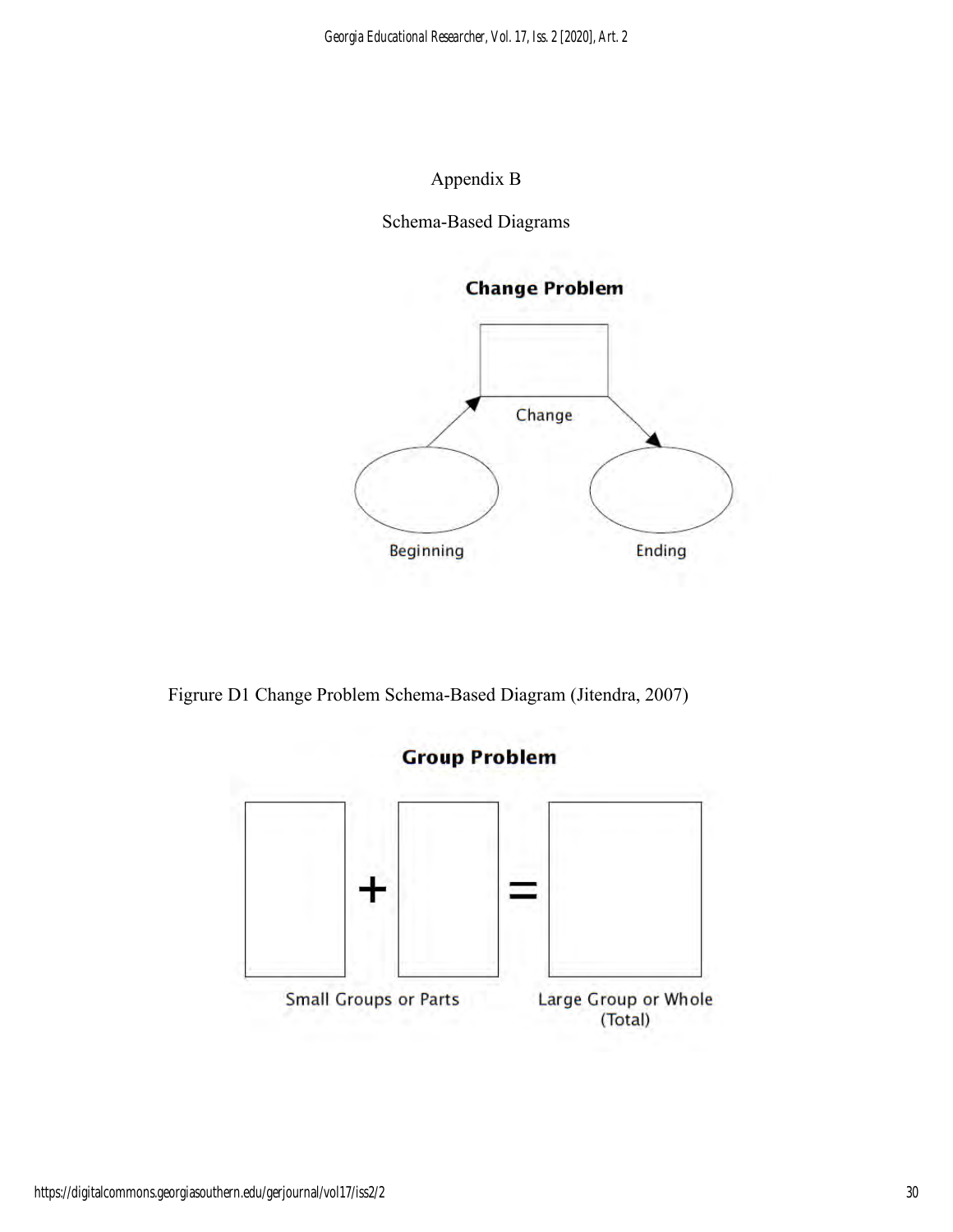Appendix B

Schema-Based Diagrams

**Change Problem**

Change

Beginning

Ending

Figrure D1 Change Problem Schema-Based Diagram (Jitendra, 2007)

**Group Problem**

+ =

Small Groups or Parts

Large Group or Whole (Total)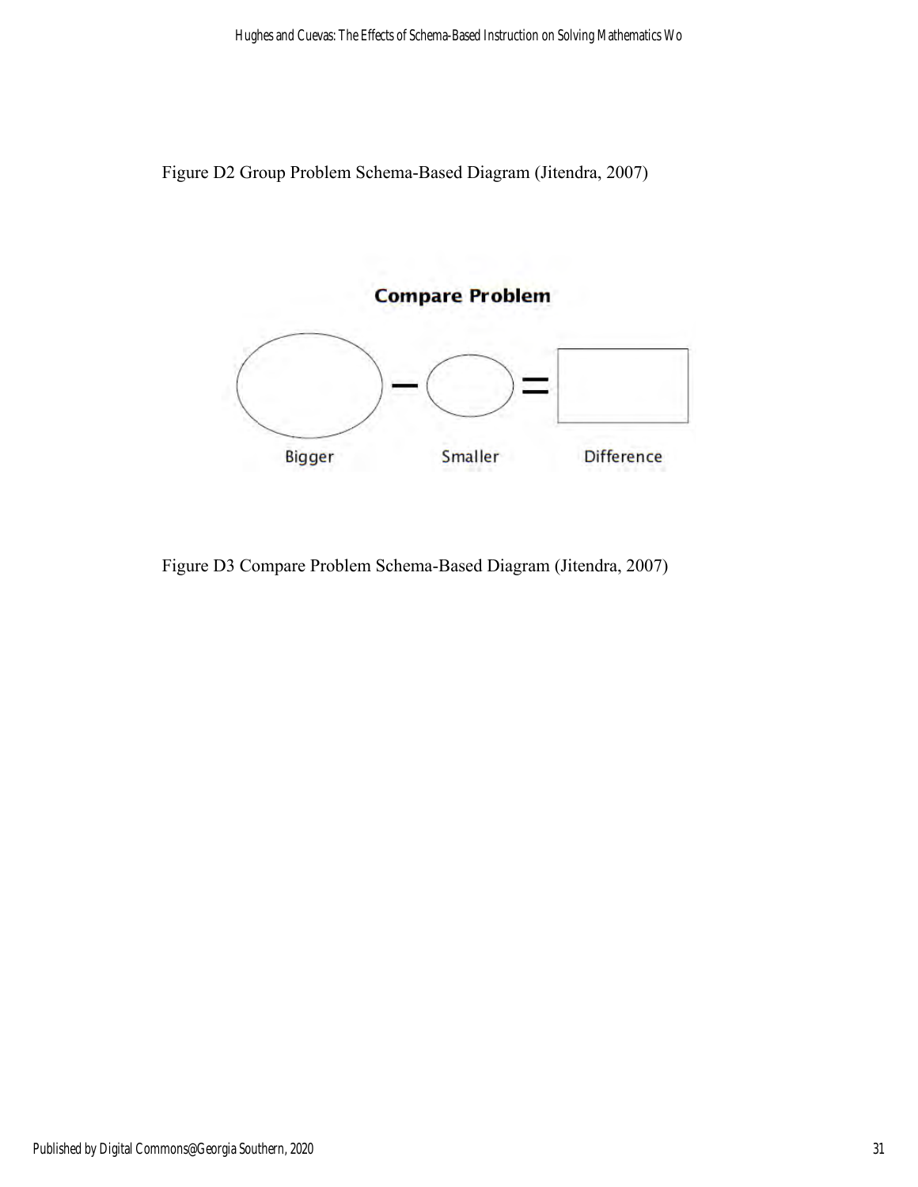Figure D2 Group Problem Schema-Based Diagram (Jitendra, 2007)

**Compare Problem**

Bigger − Smaller = Difference

Figure D3 Compare Problem Schema-Based Diagram (Jitendra, 2007)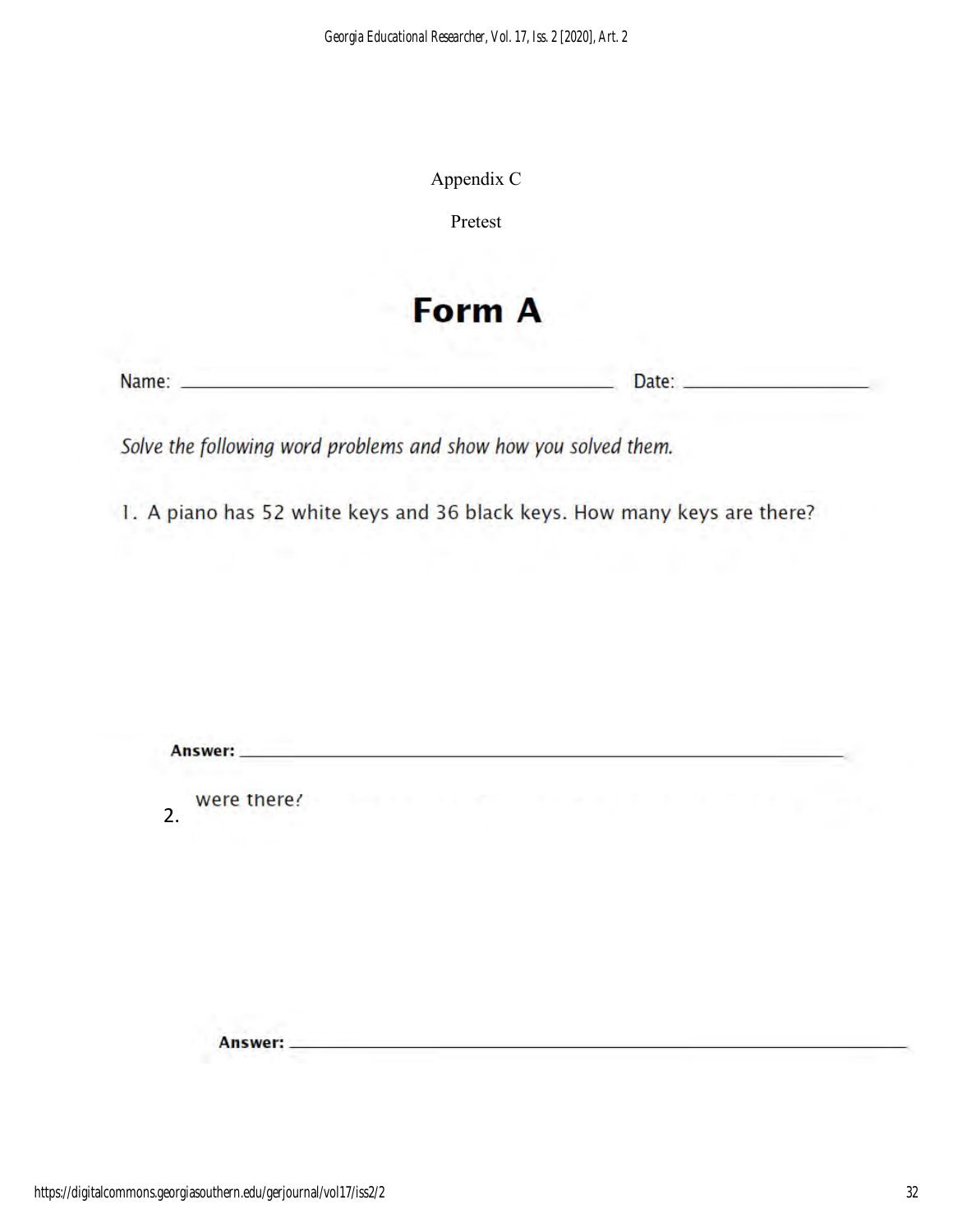Appendix C

Pretest

# Form A

Name: ______________________ Date: ______________

*Solve the following word problems and show how you solved them.*

1. A piano has 52 white keys and 36 black keys. How many keys are there?

**Answer:** ______________________

2. were there?

**Answer:** ______________________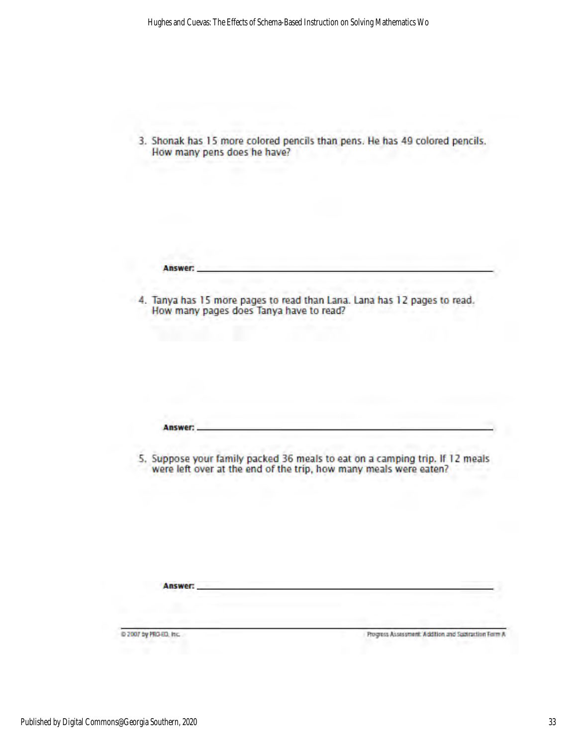3. Shonak has 15 more colored pencils than pens. He has 49 colored pencils. How many pens does he have?

**Answer:** ______________________________

4. Tanya has 15 more pages to read than Lana. Lana has 12 pages to read. How many pages does Tanya have to read?

**Answer:** ______________________________

5. Suppose your family packed 36 meals to eat on a camping trip. If 12 meals were left over at the end of the trip, how many meals were eaten?

**Answer:** ______________________________

© 2007 by PRO-ED, Inc.

Progress Assessment: Addition and Subtraction Form A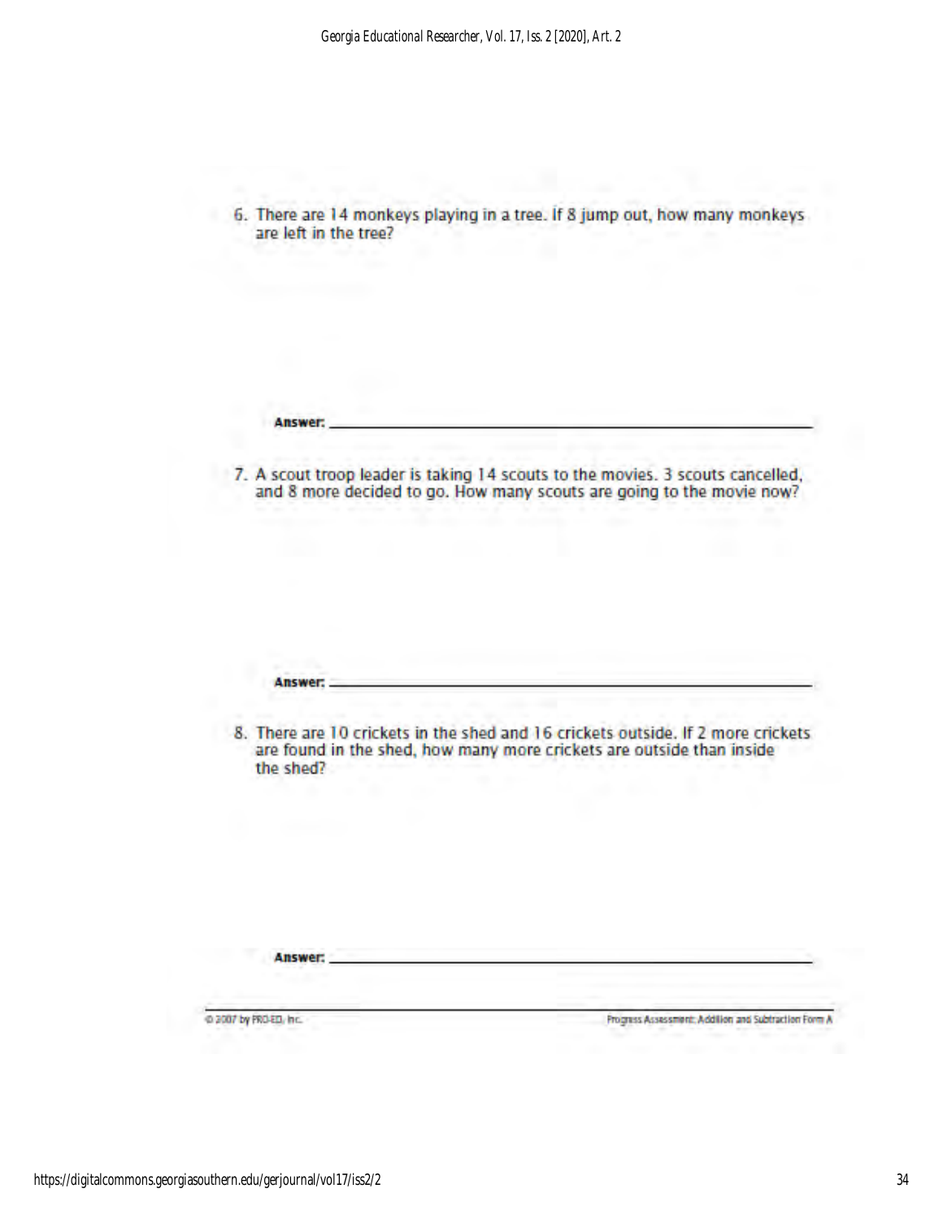6. There are 14 monkeys playing in a tree. If 8 jump out, how many monkeys are left in the tree?

**Answer:** ____________________________________________

7. A scout troop leader is taking 14 scouts to the movies. 3 scouts cancelled, and 8 more decided to go. How many scouts are going to the movie now?

**Answer:** ____________________________________________

8. There are 10 crickets in the shed and 16 crickets outside. If 2 more crickets are found in the shed, how many more crickets are outside than inside the shed?

**Answer:** ____________________________________________

© 2007 by PRO-ED, Inc. Progress Assessment: Addition and Subtraction Form A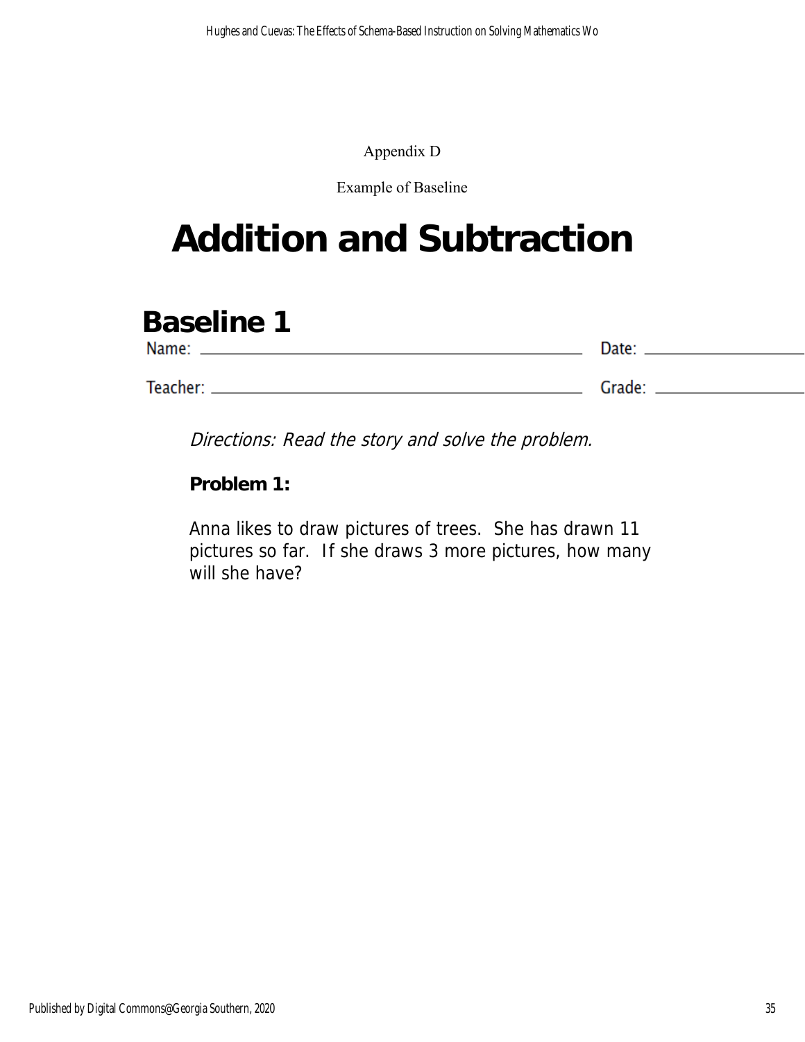Appendix D

Example of Baseline

# Addition and Subtraction

## Baseline 1

Name: ______________________________ Date: ______________

Teacher: ______________________________ Grade: ______________

*Directions: Read the story and solve the problem.*

**Problem 1:**

Anna likes to draw pictures of trees. She has drawn 11 pictures so far. If she draws 3 more pictures, how many will she have?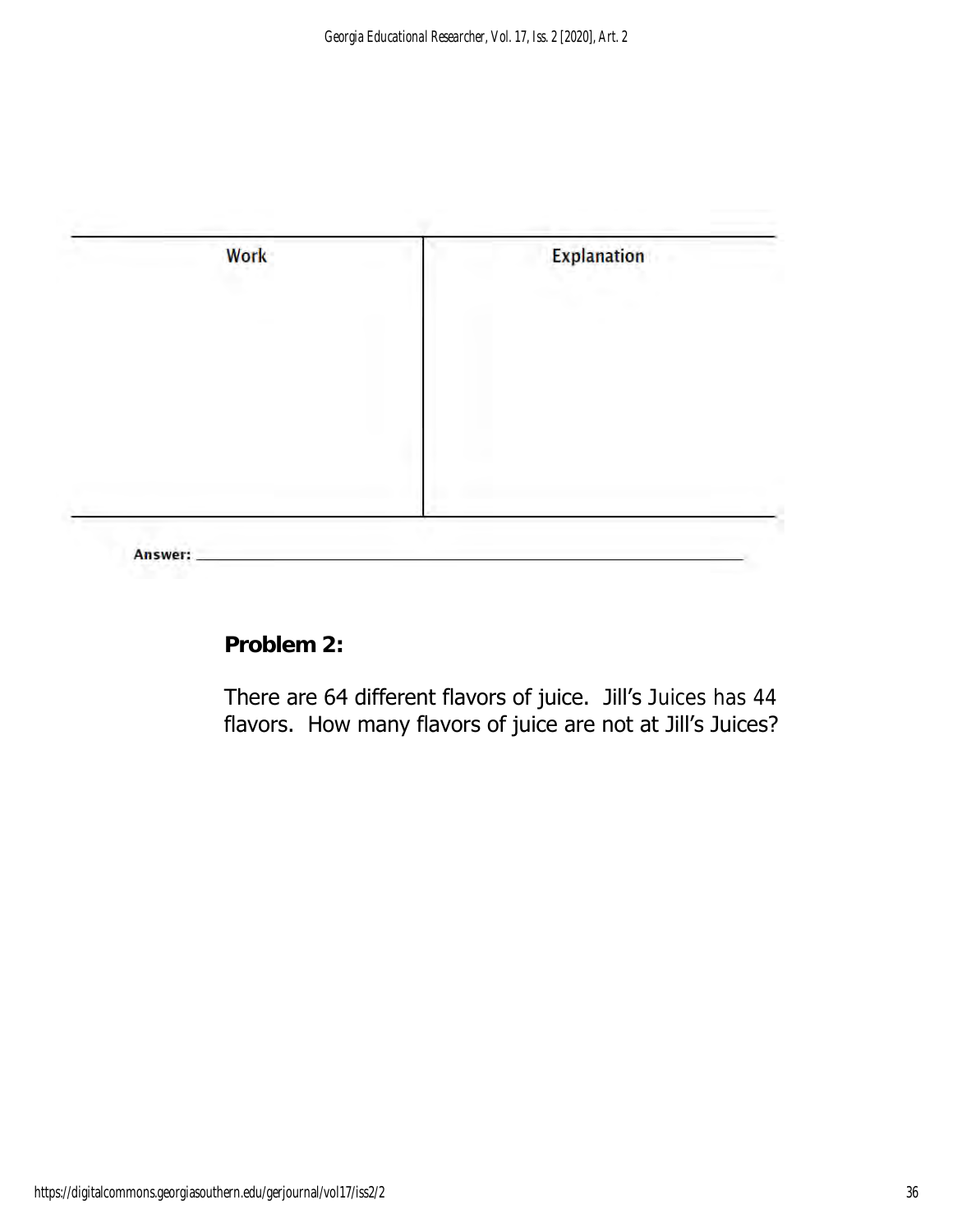| Work | Explanation |
| --- | --- |
| | |

**Answer:** ____________________________________________

**Problem 2:**

There are 64 different flavors of juice. Jill's Juices has 44 flavors. How many flavors of juice are not at Jill's Juices?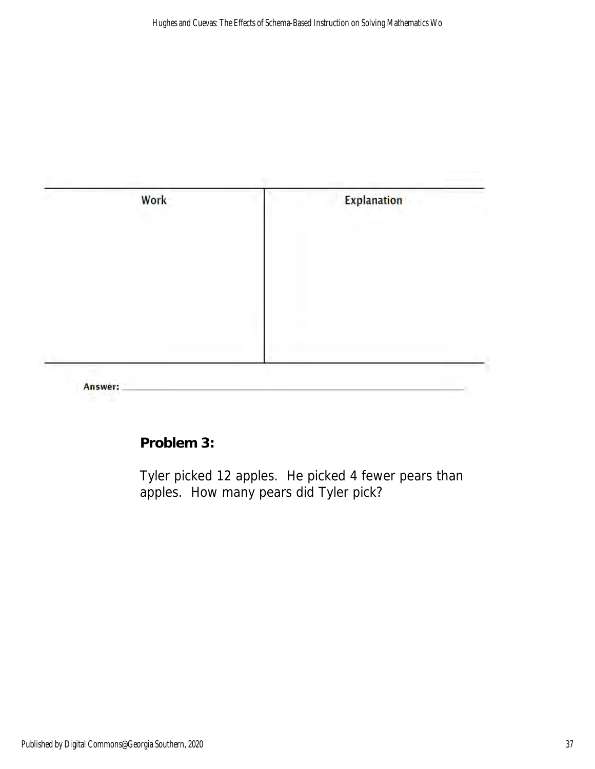| Work | Explanation |
| --- | --- |
| | |

**Answer:** ______________________________________________

**Problem 3:**

Tyler picked 12 apples. He picked 4 fewer pears than apples. How many pears did Tyler pick?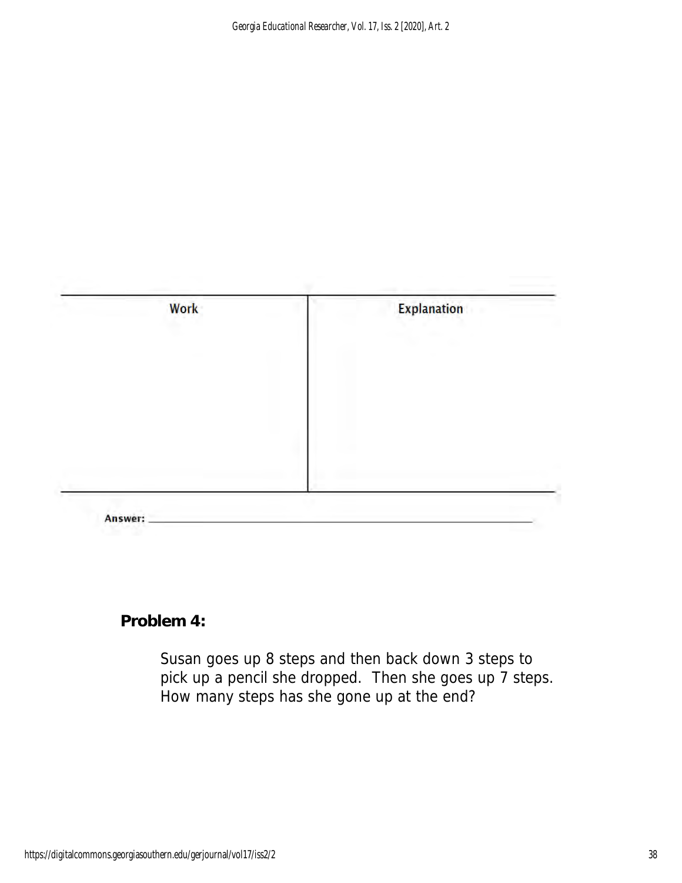| Work | Explanation |
| --- | --- |
| | |

Answer: ___________________________________________

**Problem 4:**

Susan goes up 8 steps and then back down 3 steps to pick up a pencil she dropped. Then she goes up 7 steps. How many steps has she gone up at the end?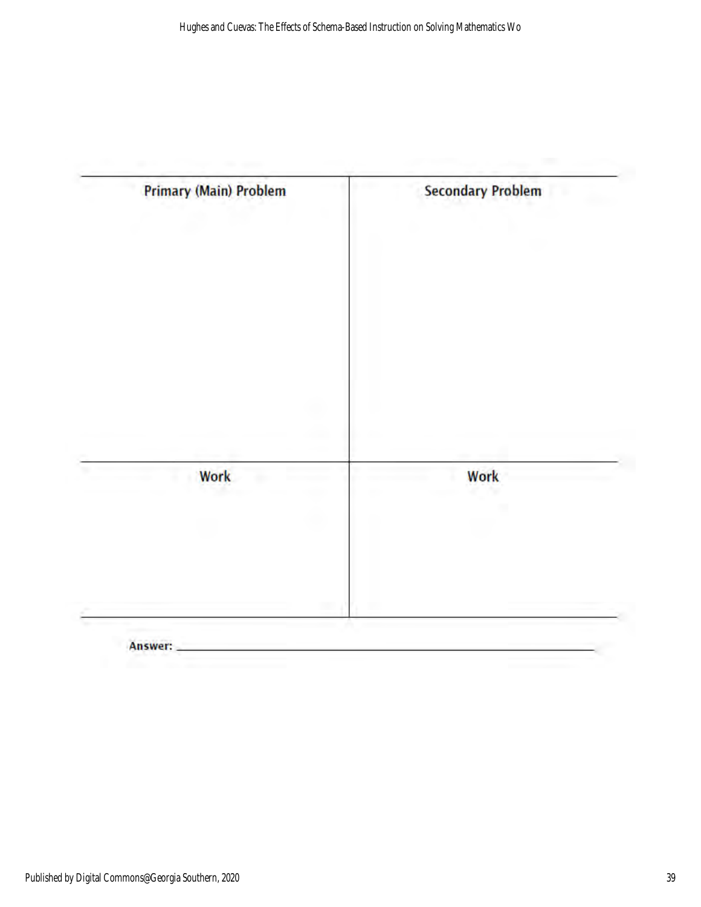| Primary (Main) Problem | Secondary Problem |
| --- | --- |
| | |
| **Work** | **Work** |
| | |

**Answer:** ____________________________________________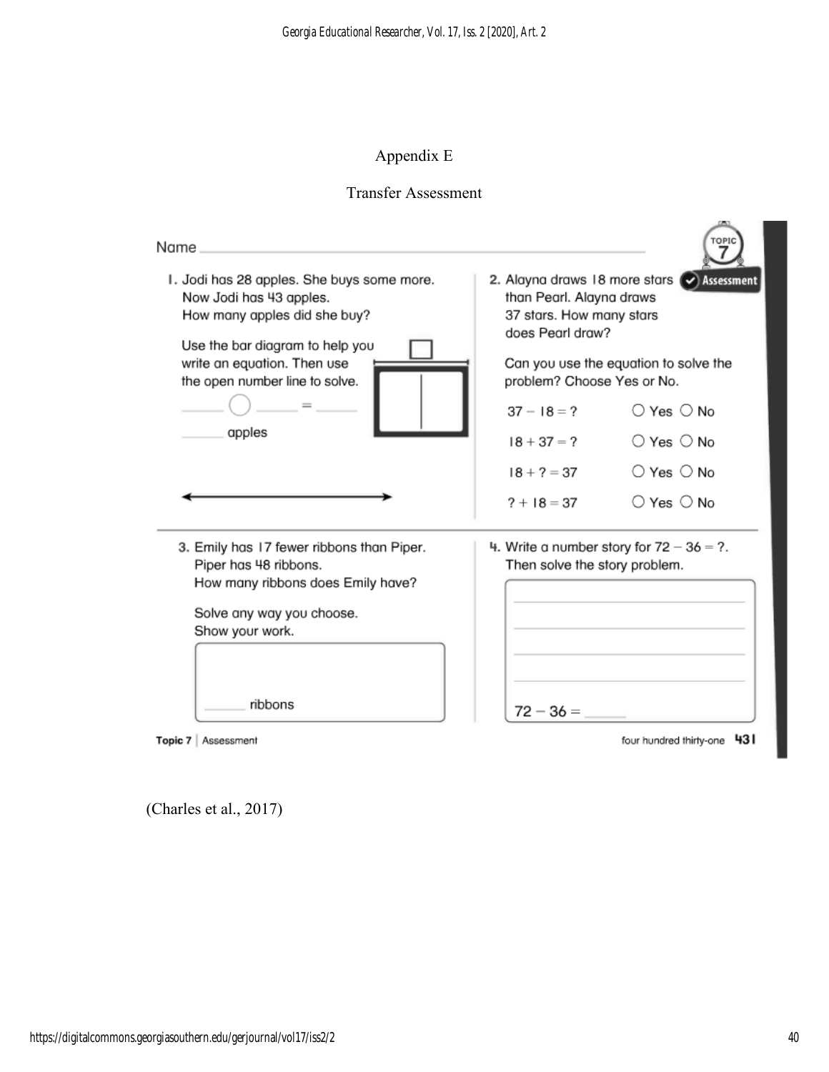## Appendix E

### Transfer Assessment

Name ____________________

TOPIC 7

Assessment

1. Jodi has 28 apples. She buys some more. Now Jodi has 43 apples. How many apples did she buy?

Use the bar diagram to help you write an equation. Then use the open number line to solve.

_____ ◯ _____ = _____

_____ apples

2. Alayna draws 18 more stars than Pearl. Alayna draws 37 stars. How many stars does Pearl draw?

Can you use the equation to solve the problem? Choose Yes or No.

| | | |
|---|---|---|
| $37 - 18 = ?$ | ○ Yes | ○ No |
| $18 + 37 = ?$ | ○ Yes | ○ No |
| $18 + ? = 37$ | ○ Yes | ○ No |
| $? + 18 = 37$ | ○ Yes | ○ No |

3. Emily has 17 fewer ribbons than Piper. Piper has 48 ribbons. How many ribbons does Emily have?

Solve any way you choose. Show your work.

_____ ribbons

4. Write a number story for $72 - 36 = ?$. Then solve the story problem.

$72 - 36 =$ _____

Topic 7 | Assessment

four hundred thirty-one 431

(Charles et al., 2017)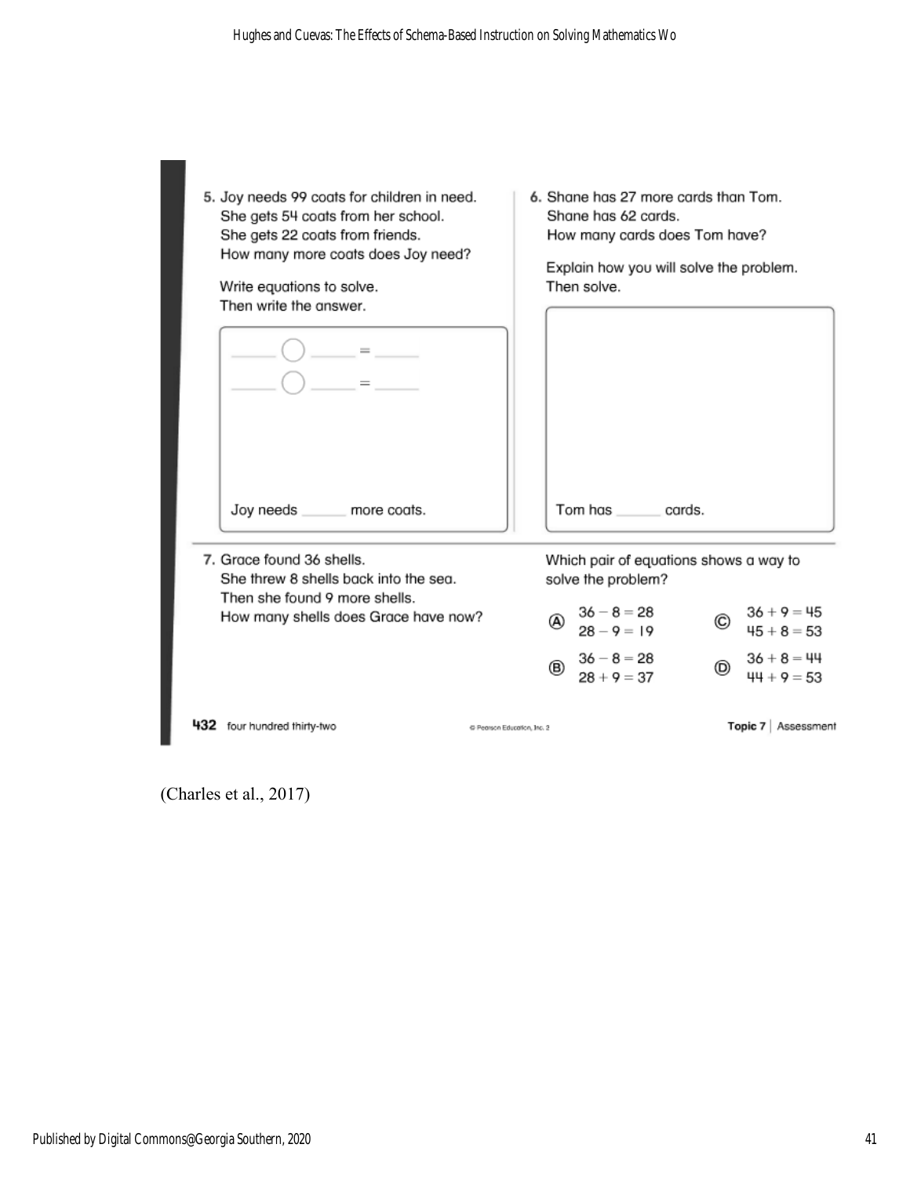5. Joy needs 99 coats for children in need.
   She gets 54 coats from her school.
   She gets 22 coats from friends.
   How many more coats does Joy need?

   Write equations to solve.
   Then write the answer.

   ______ ◯ ______ = ______

   ______ ◯ ______ = ______

   Joy needs ______ more coats.

6. Shane has 27 more cards than Tom.
   Shane has 62 cards.
   How many cards does Tom have?

   Explain how you will solve the problem.
   Then solve.

   Tom has ______ cards.

7. Grace found 36 shells.
   She threw 8 shells back into the sea.
   Then she found 9 more shells.
   How many shells does Grace have now?

   Which pair of equations shows a way to solve the problem?

   Ⓐ $36 - 8 = 28$
   $28 - 9 = 19$

   Ⓑ $36 - 8 = 28$
   $28 + 9 = 37$

   Ⓒ $36 + 9 = 45$
   $45 + 8 = 53$

   Ⓓ $36 + 8 = 44$
   $44 + 9 = 53$

432 four hundred thirty-two © Pearson Education, Inc. 2 Topic 7 | Assessment

(Charles et al., 2017)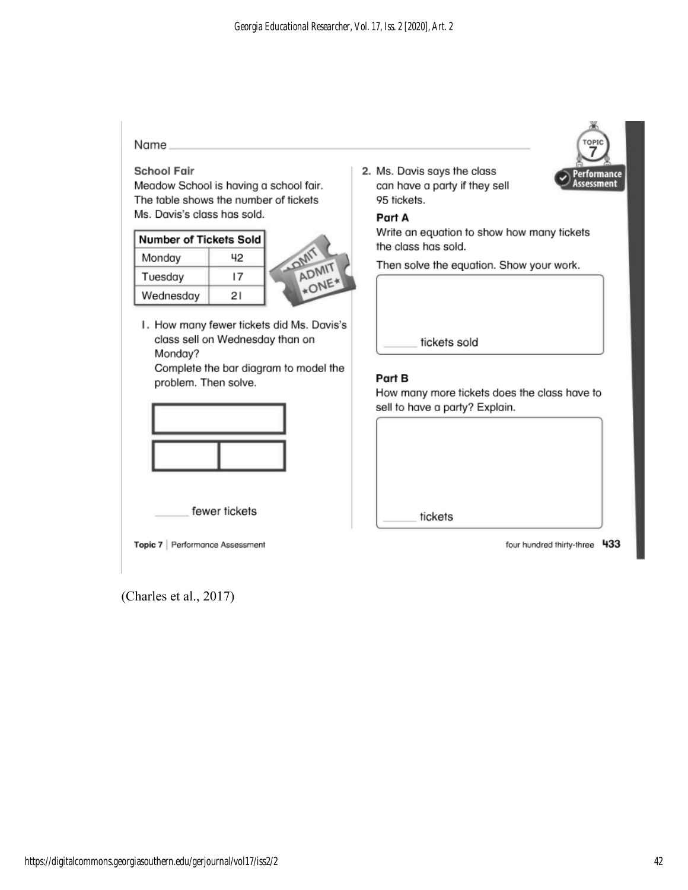Name

**School Fair**

Meadow School is having a school fair. The table shows the number of tickets Ms. Davis's class has sold.

| Number of Tickets Sold | |
|---|---|
| Monday | 42 |
| Tuesday | 17 |
| Wednesday | 21 |

1. How many fewer tickets did Ms. Davis's class sell on Wednesday than on Monday?
   Complete the bar diagram to model the problem. Then solve.

   ______ fewer tickets

2. Ms. Davis says the class can have a party if they sell 95 tickets.

   **Part A**

   Write an equation to show how many tickets the class has sold.

   Then solve the equation. Show your work.

   ______ tickets sold

   **Part B**

   How many more tickets does the class have to sell to have a party? Explain.

   ______ tickets

Topic 7 | Performance Assessment

four hundred thirty-three 433

(Charles et al., 2017)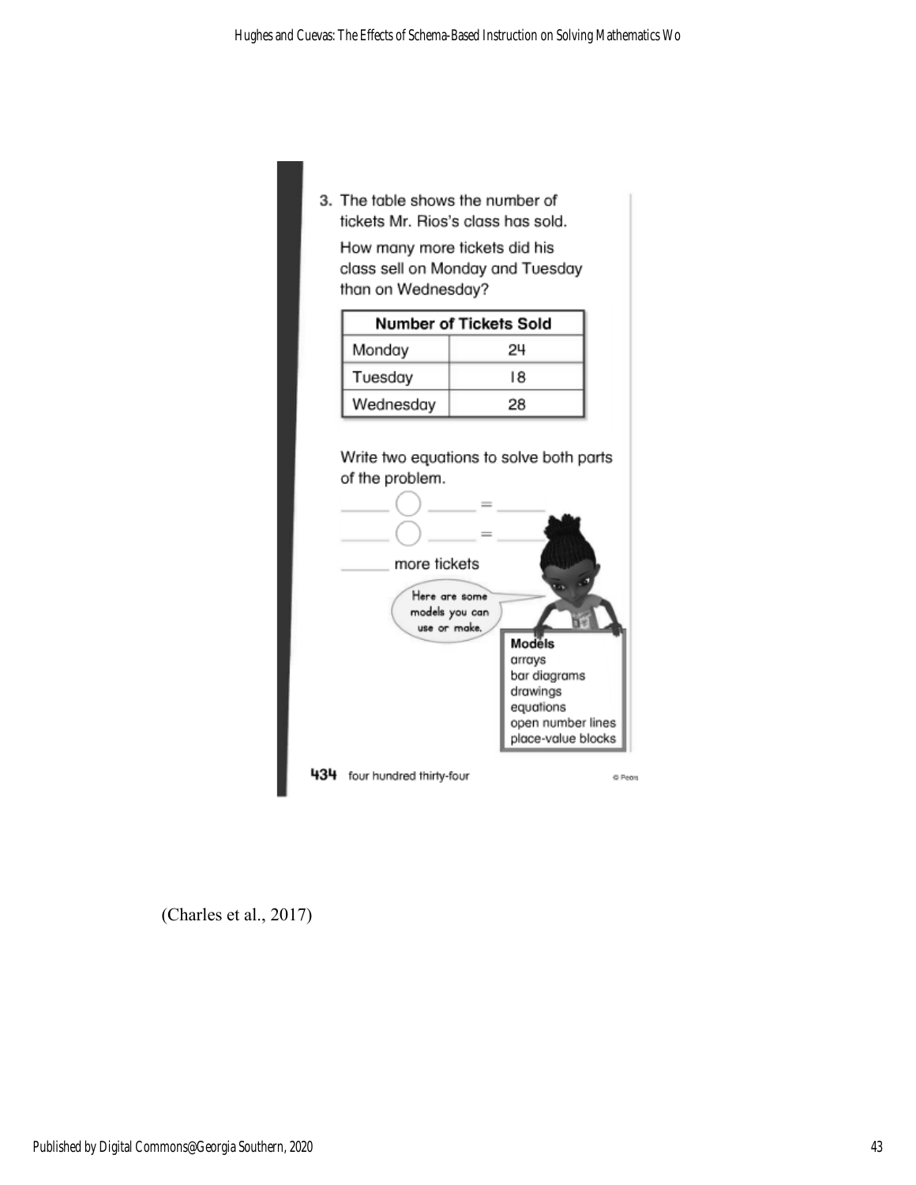3. The table shows the number of tickets Mr. Rios's class has sold.

How many more tickets did his class sell on Monday and Tuesday than on Wednesday?

| Number of Tickets Sold | |
|---|---|
| Monday | 24 |
| Tuesday | 18 |
| Wednesday | 28 |

Write two equations to solve both parts of the problem.

_____ ◯ _____ = _____

_____ ◯ _____ = _____

_____ more tickets

Here are some models you can use or make.

**Models**
arrays
bar diagrams
drawings
equations
open number lines
place-value blocks

434 four hundred thirty-four

(Charles et al., 2017)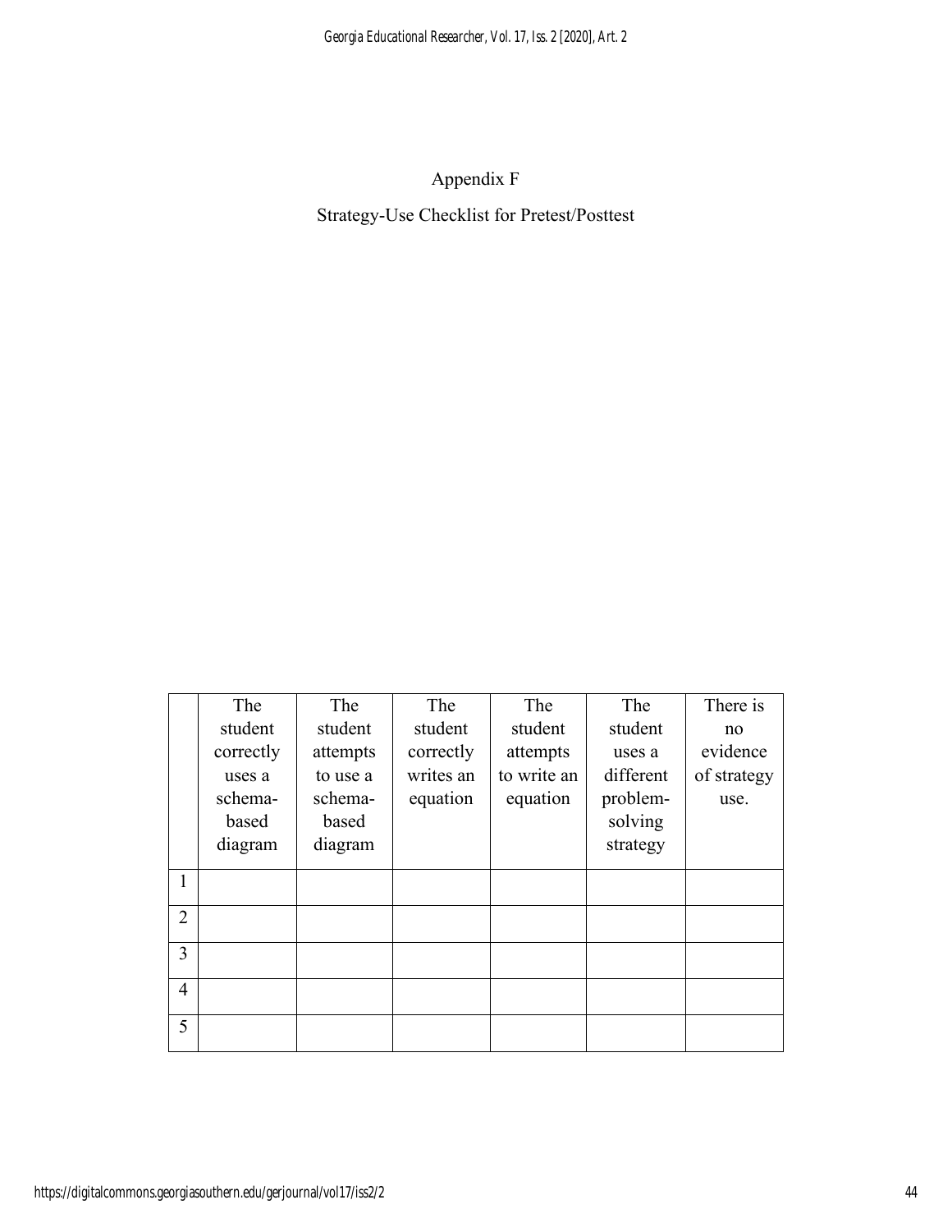# Appendix F

## Strategy-Use Checklist for Pretest/Posttest

| | The student correctly uses a schema-based diagram | The student attempts to use a schema-based diagram | The student correctly writes an equation | The student attempts to write an equation | The student uses a different problem-solving strategy | There is no evidence of strategy use. |
|---|---|---|---|---|---|---|
| 1 | | | | | | |
| 2 | | | | | | |
| 3 | | | | | | |
| 4 | | | | | | |
| 5 | | | | | | |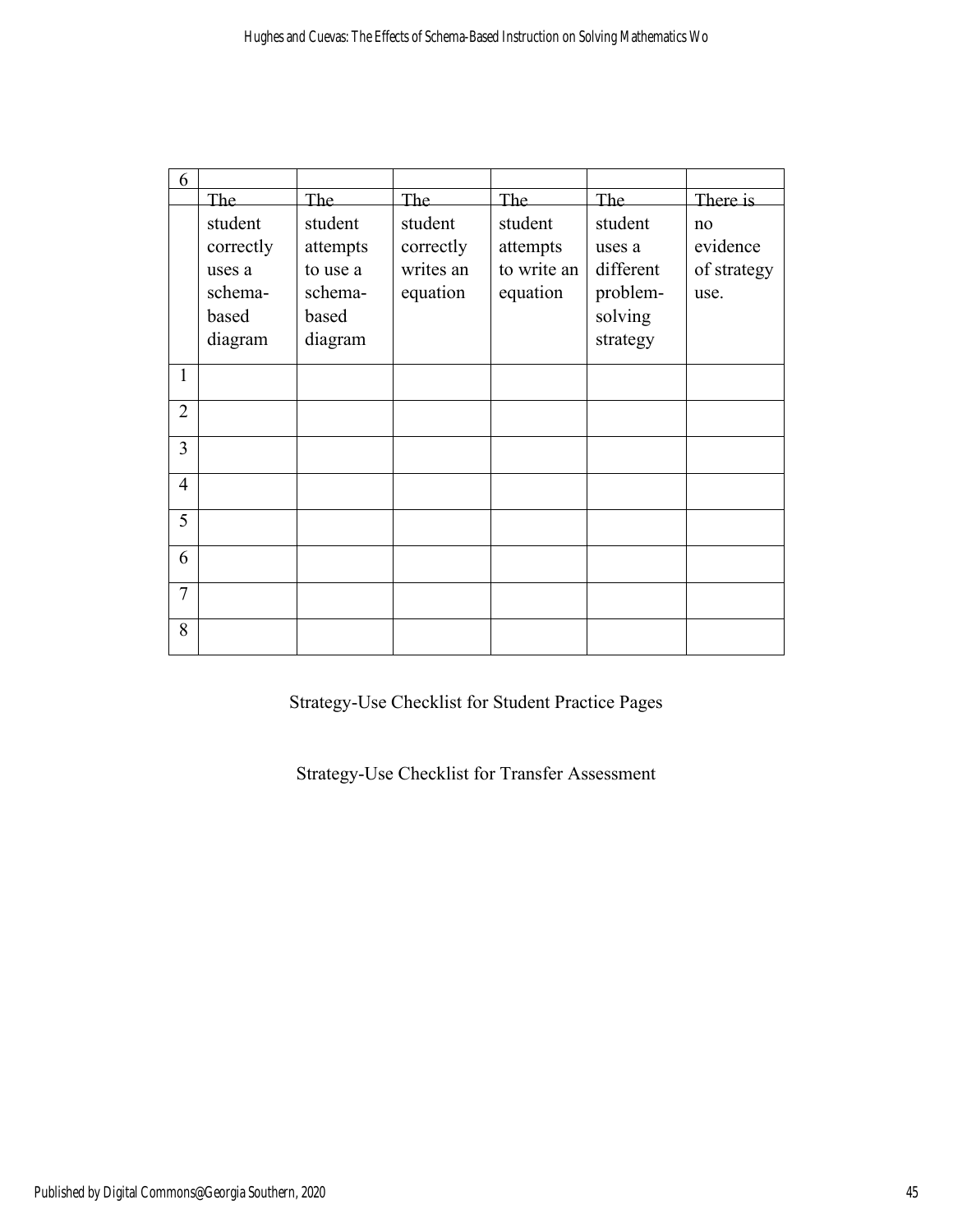| 6 | | | | | | |
|---|---|---|---|---|---|---|
| | The student correctly uses a schema-based diagram | The student attempts to use a schema-based diagram | The student correctly writes an equation | The student attempts to write an equation | The student uses a different problem-solving strategy | There is no evidence of strategy use. |
| 1 | | | | | | |
| 2 | | | | | | |
| 3 | | | | | | |
| 4 | | | | | | |
| 5 | | | | | | |
| 6 | | | | | | |
| 7 | | | | | | |
| 8 | | | | | | |

Strategy-Use Checklist for Student Practice Pages

Strategy-Use Checklist for Transfer Assessment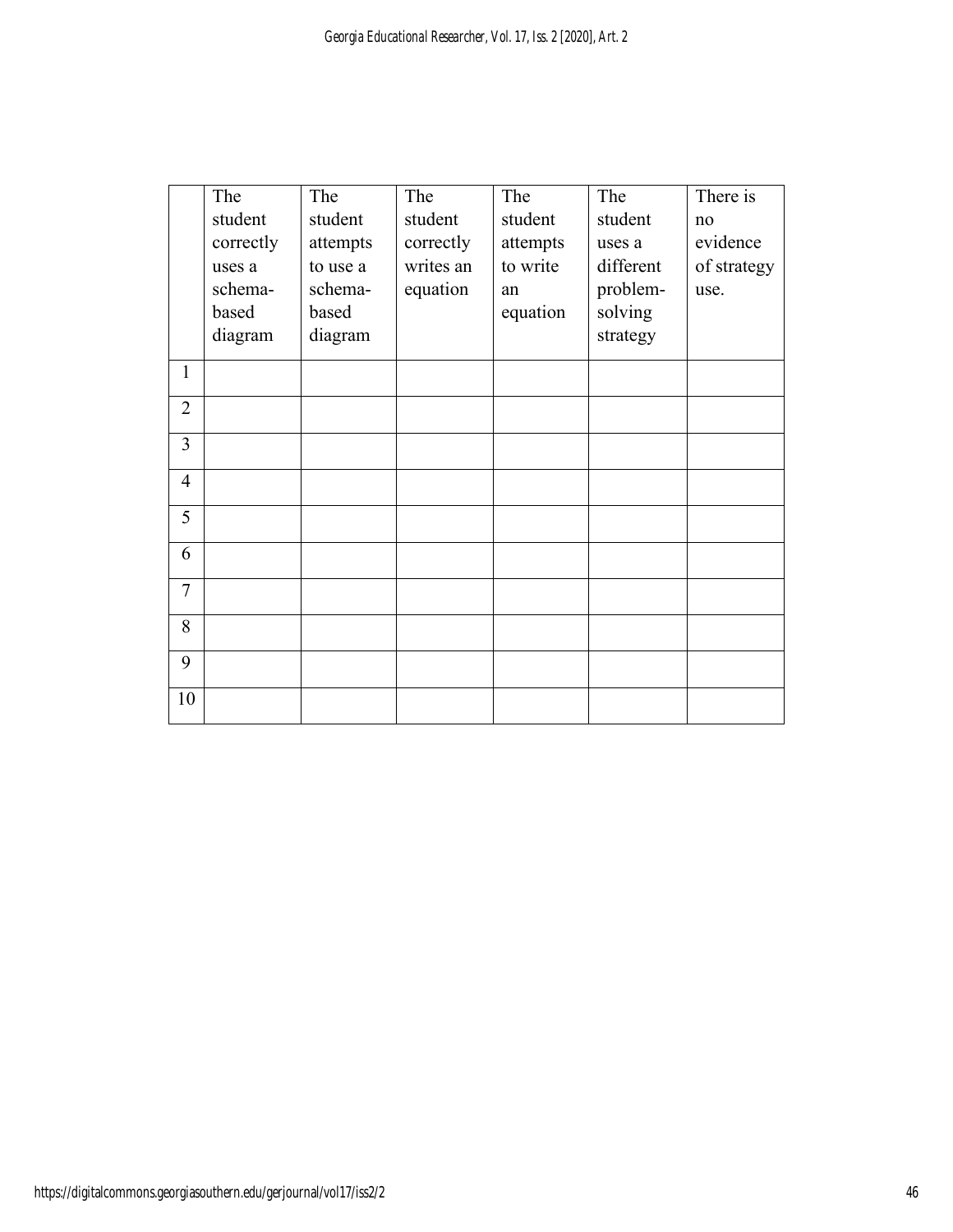| | The student correctly uses a schema-based diagram | The student attempts to use a schema-based diagram | The student correctly writes an equation | The student attempts to write an equation | The student uses a different problem-solving strategy | There is no evidence of strategy use. |
|---|---|---|---|---|---|---|
| 1 | | | | | | |
| 2 | | | | | | |
| 3 | | | | | | |
| 4 | | | | | | |
| 5 | | | | | | |
| 6 | | | | | | |
| 7 | | | | | | |
| 8 | | | | | | |
| 9 | | | | | | |
| 10 | | | | | | |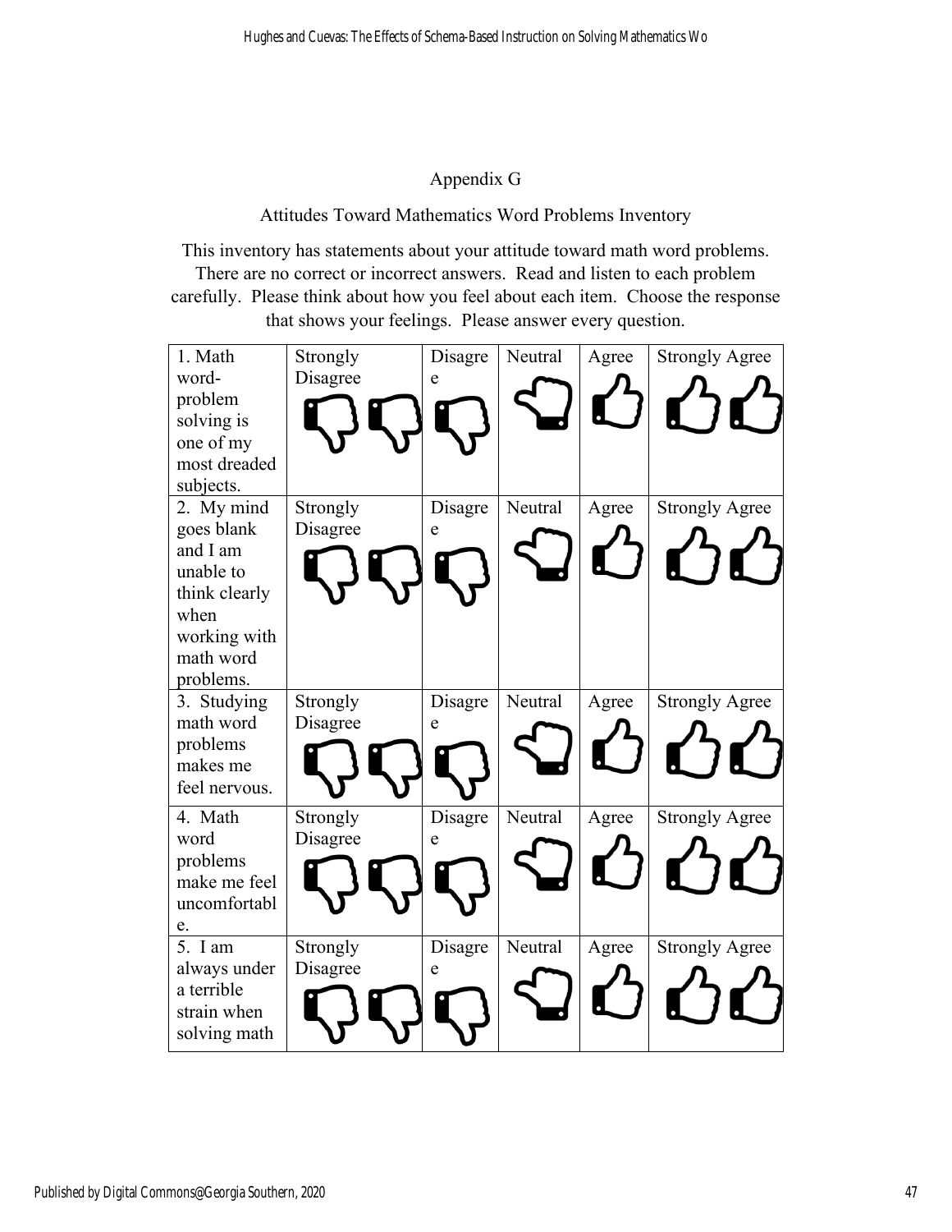## Appendix G

### Attitudes Toward Mathematics Word Problems Inventory

This inventory has statements about your attitude toward math word problems. There are no correct or incorrect answers. Read and listen to each problem carefully. Please think about how you feel about each item. Choose the response that shows your feelings. Please answer every question.

| | | | | | |
|---|---|---|---|---|---|
| 1. Math word-problem solving is one of my most dreaded subjects. | Strongly Disagree | Disagree | Neutral | Agree | Strongly Agree |
| 2. My mind goes blank and I am unable to think clearly when working with math word problems. | Strongly Disagree | Disagree | Neutral | Agree | Strongly Agree |
| 3. Studying math word problems makes me feel nervous. | Strongly Disagree | Disagree | Neutral | Agree | Strongly Agree |
| 4. Math word problems make me feel uncomfortable. | Strongly Disagree | Disagree | Neutral | Agree | Strongly Agree |
| 5. I am always under a terrible strain when solving math | Strongly Disagree | Disagree | Neutral | Agree | Strongly Agree |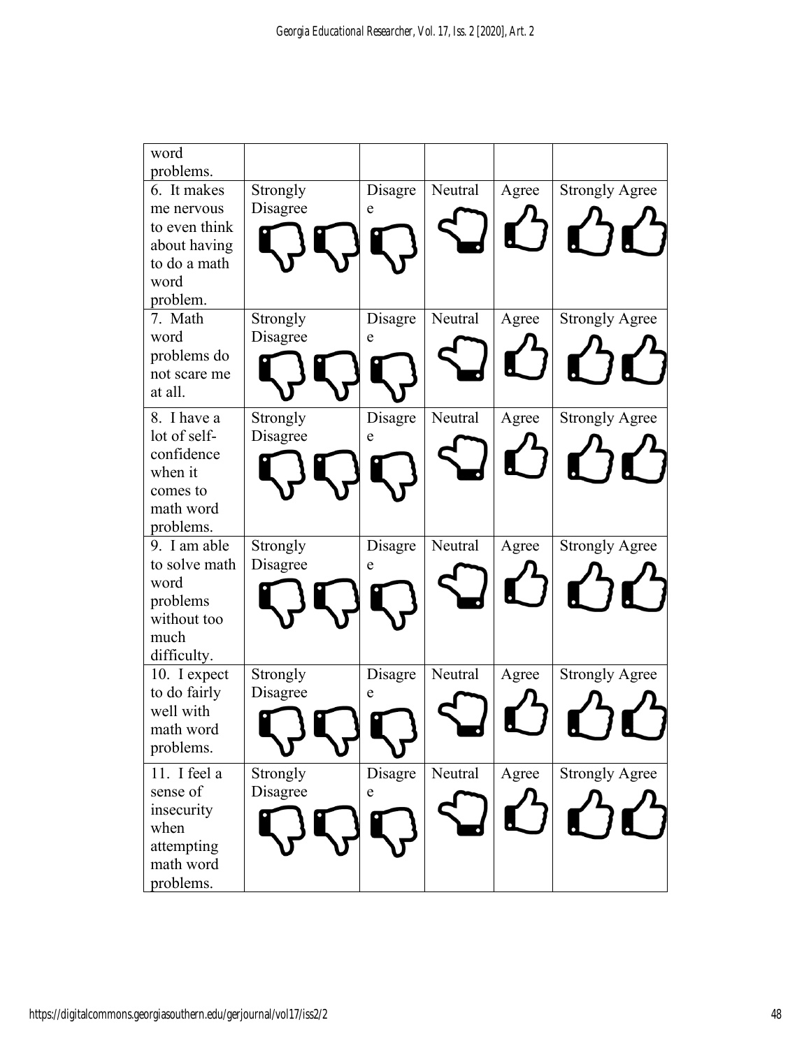| word problems. | | | | | |
|---|---|---|---|---|---|
| 6. It makes me nervous to even think about having to do a math word problem. | Strongly Disagree | Disagree | Neutral | Agree | Strongly Agree |
| 7. Math word problems do not scare me at all. | Strongly Disagree | Disagree | Neutral | Agree | Strongly Agree |
| 8. I have a lot of self-confidence when it comes to math word problems. | Strongly Disagree | Disagree | Neutral | Agree | Strongly Agree |
| 9. I am able to solve math word problems without too much difficulty. | Strongly Disagree | Disagree | Neutral | Agree | Strongly Agree |
| 10. I expect to do fairly well with math word problems. | Strongly Disagree | Disagree | Neutral | Agree | Strongly Agree |
| 11. I feel a sense of insecurity when attempting math word problems. | Strongly Disagree | Disagree | Neutral | Agree | Strongly Agree |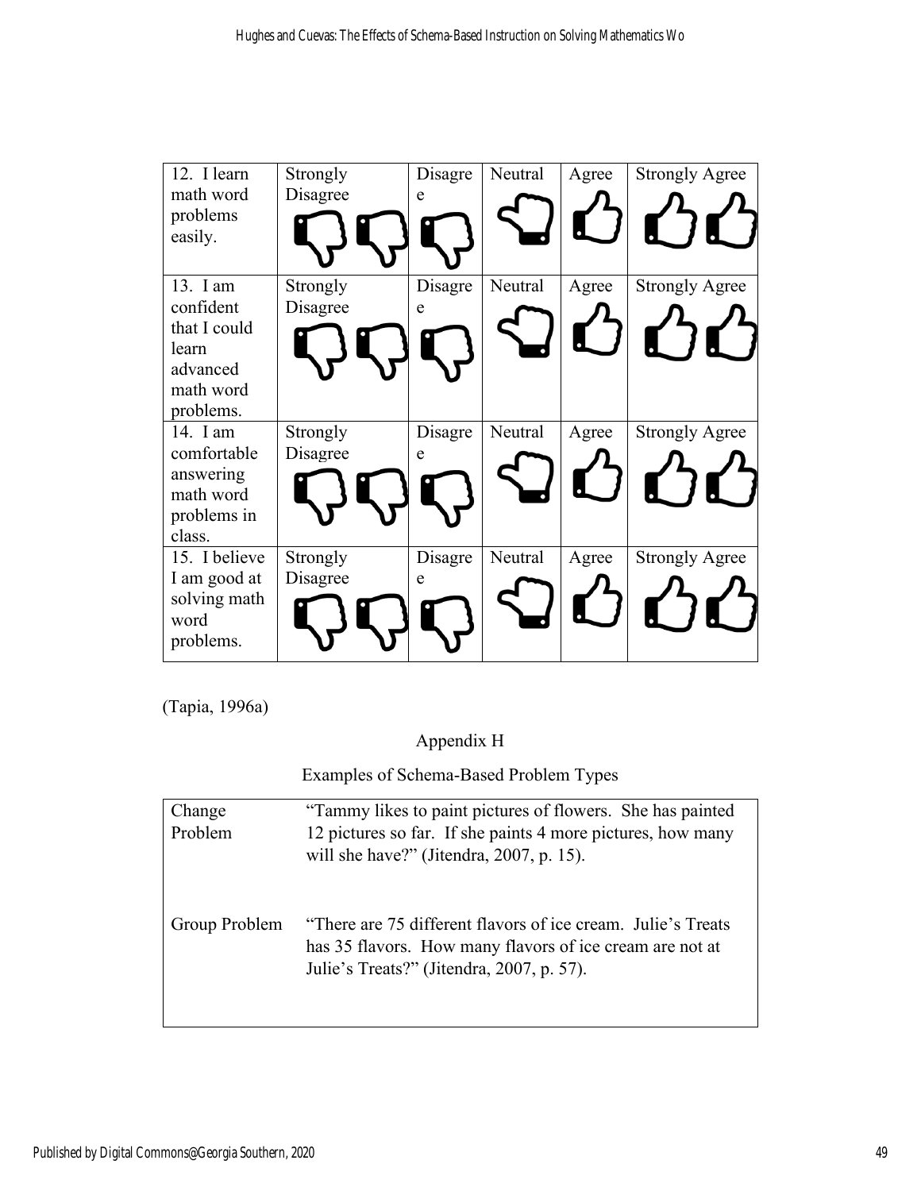| 12. I learn math word problems easily. | Strongly Disagree | Disagree | Neutral | Agree | Strongly Agree |
|---|---|---|---|---|---|
| 13. I am confident that I could learn advanced math word problems. | Strongly Disagree | Disagree | Neutral | Agree | Strongly Agree |
| 14. I am comfortable answering math word problems in class. | Strongly Disagree | Disagree | Neutral | Agree | Strongly Agree |
| 15. I believe I am good at solving math word problems. | Strongly Disagree | Disagree | Neutral | Agree | Strongly Agree |

(Tapia, 1996a)

## Appendix H

### Examples of Schema-Based Problem Types

| | |
|---|---|
| Change Problem | "Tammy likes to paint pictures of flowers. She has painted 12 pictures so far. If she paints 4 more pictures, how many will she have?" (Jitendra, 2007, p. 15). |
| Group Problem | "There are 75 different flavors of ice cream. Julie's Treats has 35 flavors. How many flavors of ice cream are not at Julie's Treats?" (Jitendra, 2007, p. 57). |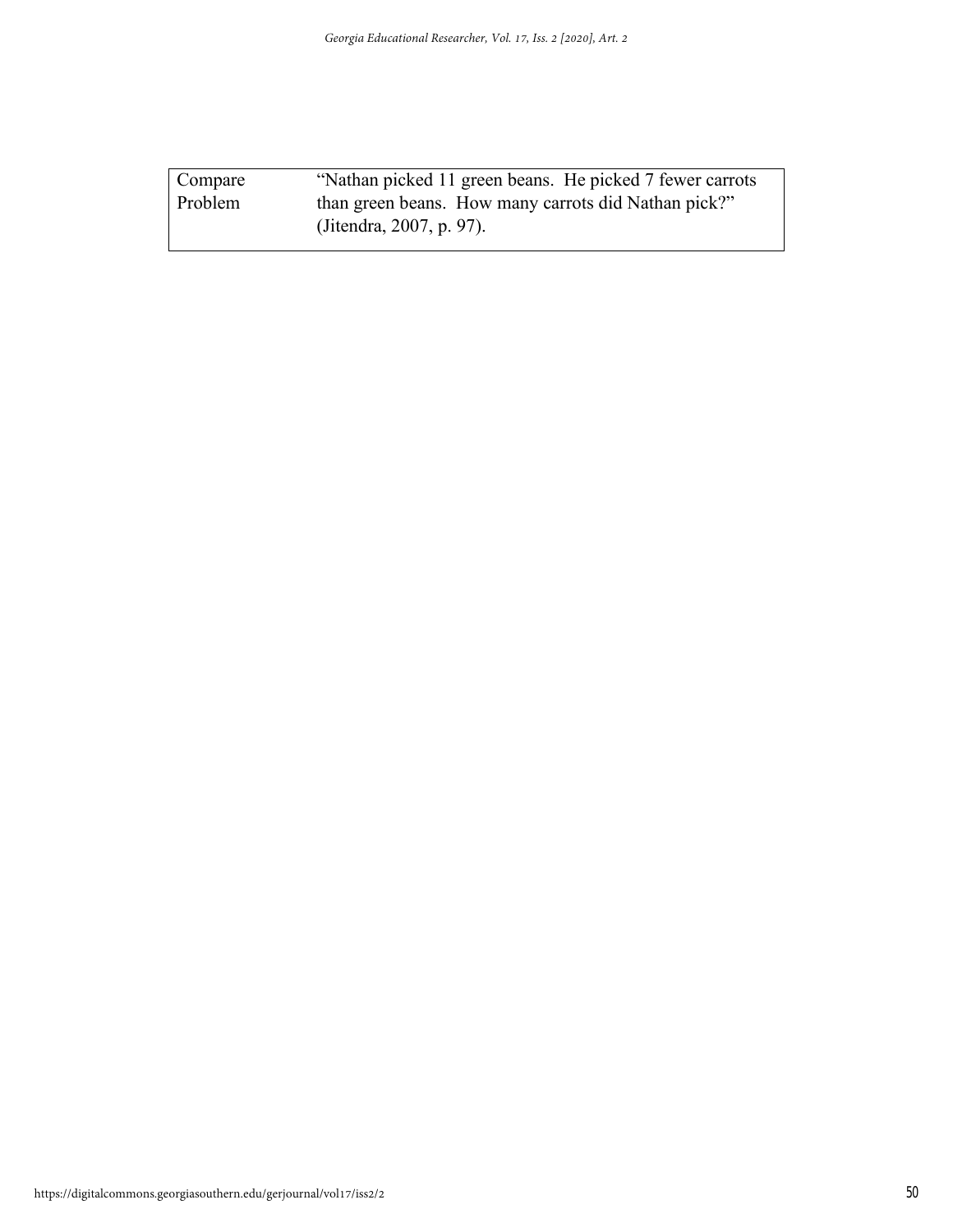| | |
|---|---|
| Compare Problem | "Nathan picked 11 green beans. He picked 7 fewer carrots than green beans. How many carrots did Nathan pick?" (Jitendra, 2007, p. 97). |